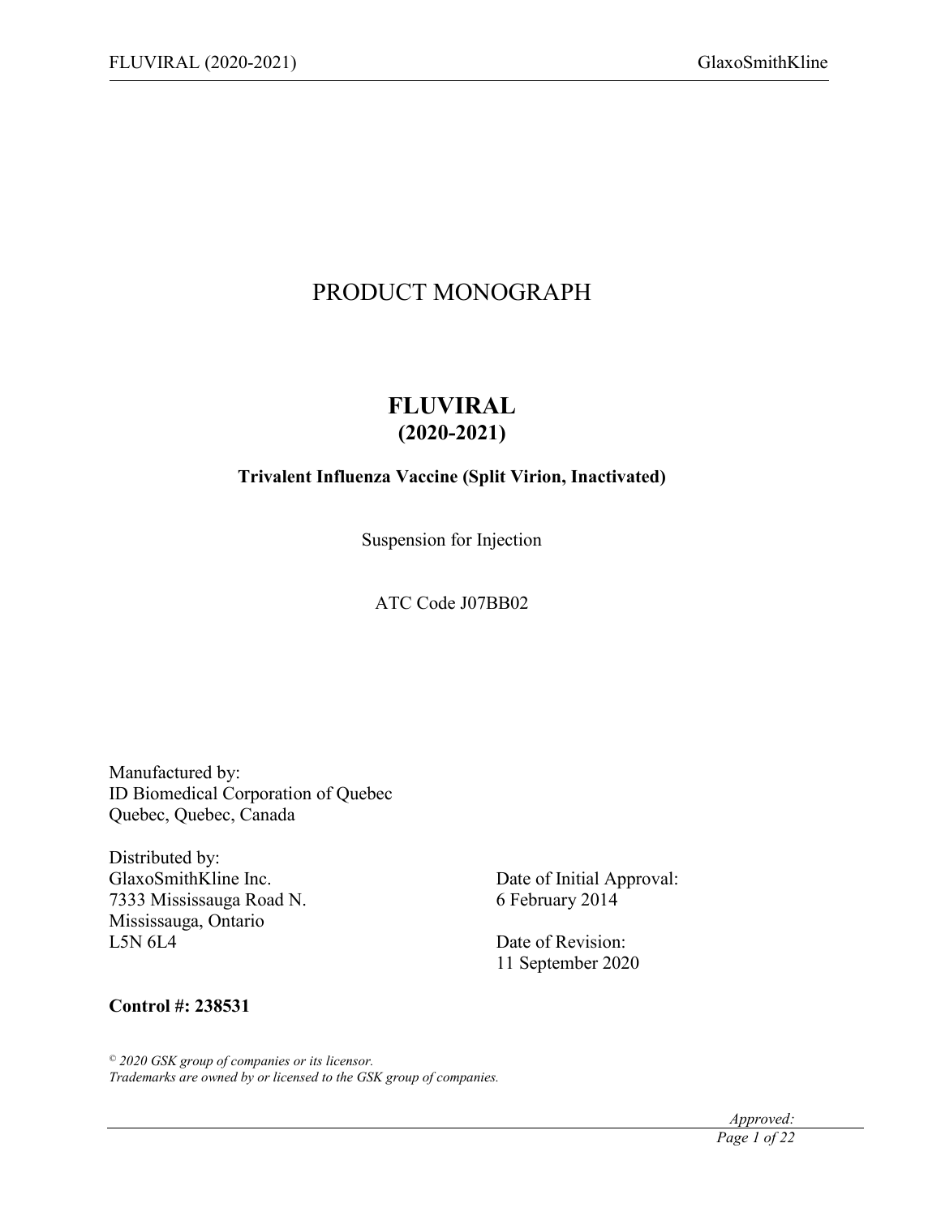# PRODUCT MONOGRAPH

## FLUVIRAL
## (2020-2021)

**Trivalent Influenza Vaccine (Split Virion, Inactivated)**

Suspension for Injection

ATC Code J07BB02

Manufactured by:
ID Biomedical Corporation of Quebec
Quebec, Quebec, Canada

Distributed by:
GlaxoSmithKline Inc.
7333 Mississauga Road N.
Mississauga, Ontario
L5N 6L4

Date of Initial Approval:
6 February 2014

Date of Revision:
11 September 2020

**Control #: 238531**

*© 2020 GSK group of companies or its licensor.*
*Trademarks are owned by or licensed to the GSK group of companies.*

*Approved:*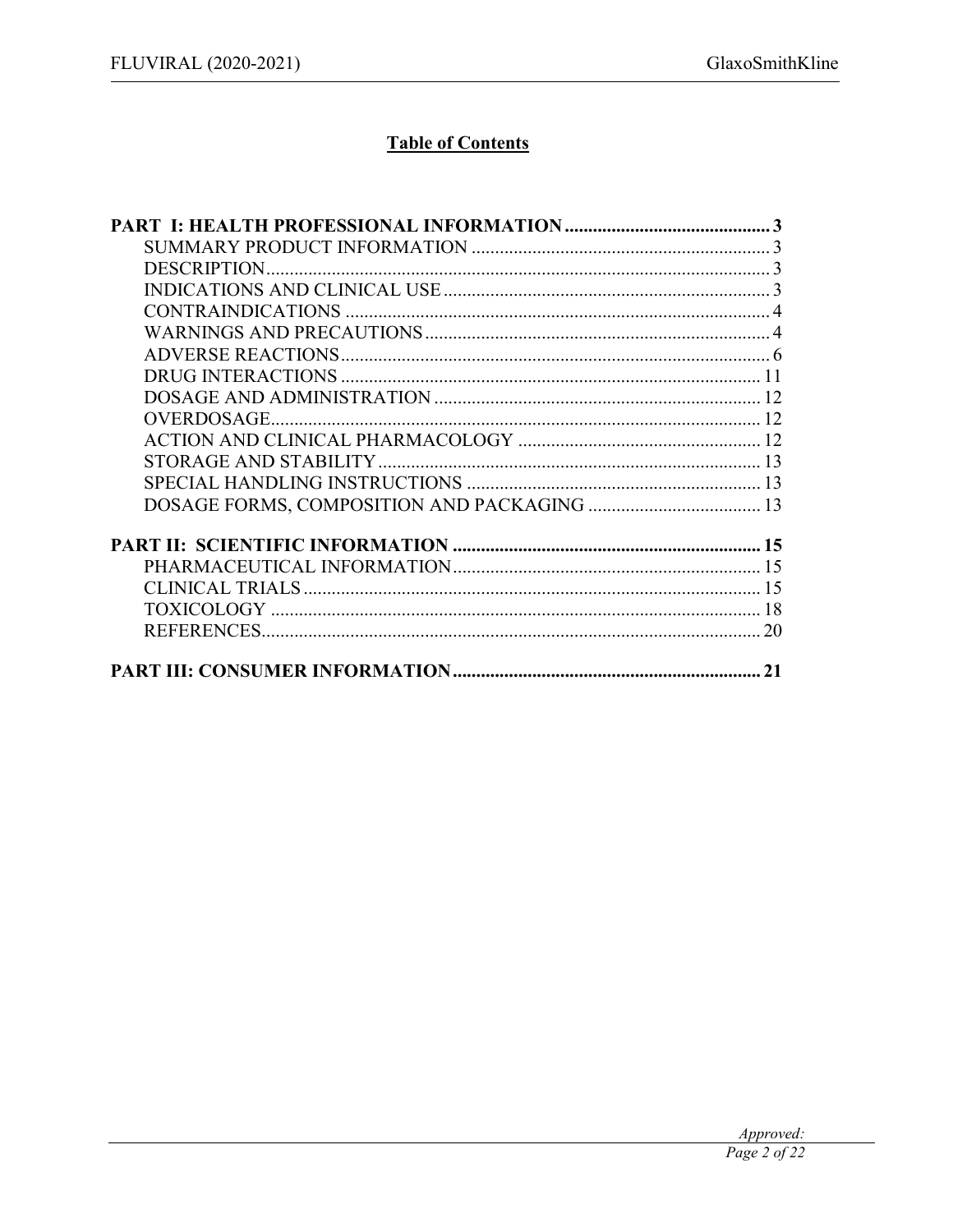# Table of Contents

**PART I: HEALTH PROFESSIONAL INFORMATION** ........................................... 3
- SUMMARY PRODUCT INFORMATION ................................................................ 3
- DESCRIPTION ............................................................................................ 3
- INDICATIONS AND CLINICAL USE ..................................................................... 3
- CONTRAINDICATIONS ........................................................................... 4
- WARNINGS AND PRECAUTIONS ........................................................................ 4
- ADVERSE REACTIONS ........................................................................................ 6
- DRUG INTERACTIONS .......................................................................................... 11
- DOSAGE AND ADMINISTRATION ...................................................................... 12
- OVERDOSAGE ........................................................................................................ 12
- ACTION AND CLINICAL PHARMACOLOGY .................................................... 12
- STORAGE AND STABILITY ................................................................................. 13
- SPECIAL HANDLING INSTRUCTIONS .............................................................. 13
- DOSAGE FORMS, COMPOSITION AND PACKAGING ..................................... 13

**PART II: SCIENTIFIC INFORMATION** .................................................................. 15
- PHARMACEUTICAL INFORMATION ................................................................. 15
- CLINICAL TRIALS .................................................................................................. 15
- TOXICOLOGY .......................................................................................................... 18
- REFERENCES ........................................................................................................... 20

**PART III: CONSUMER INFORMATION** .................................................................. 21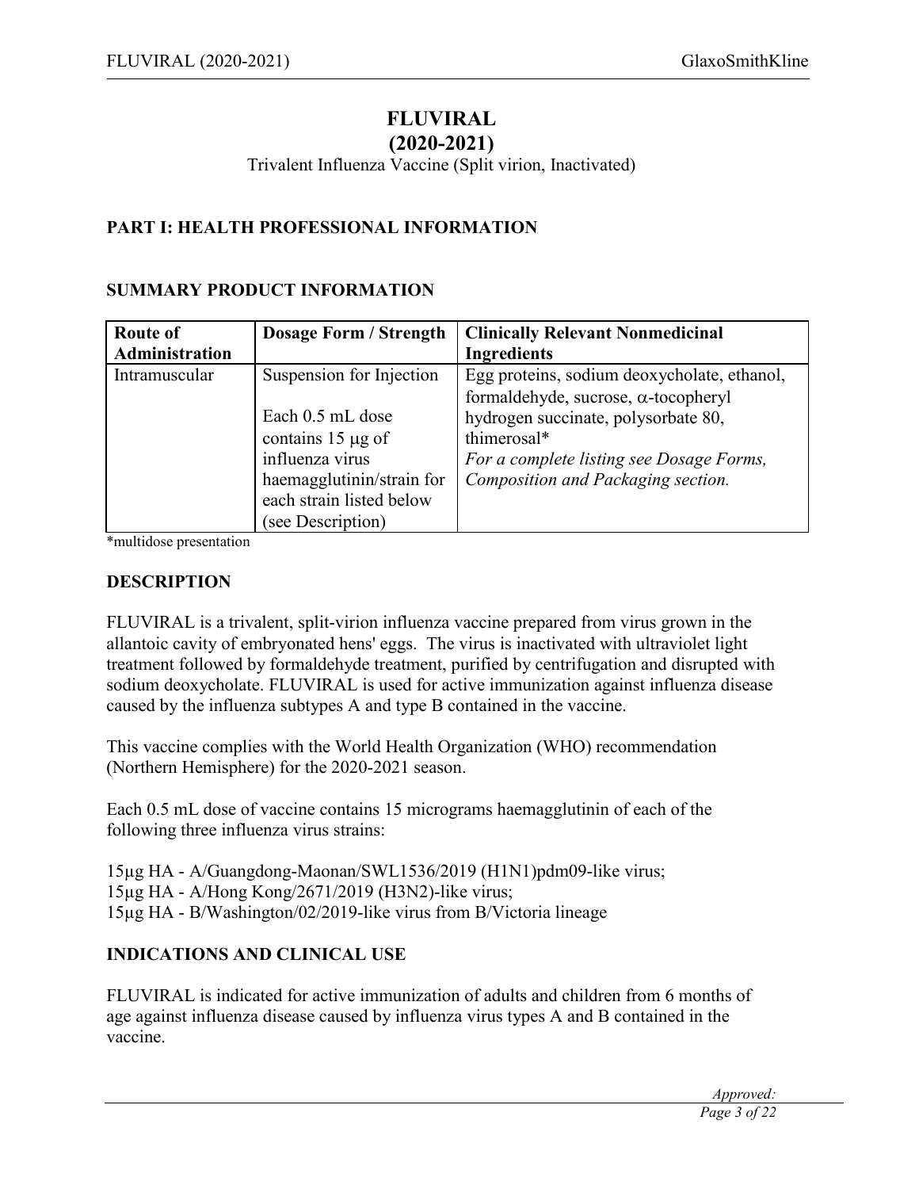# FLUVIRAL
# (2020-2021)

Trivalent Influenza Vaccine (Split virion, Inactivated)

## PART I: HEALTH PROFESSIONAL INFORMATION

### SUMMARY PRODUCT INFORMATION

| Route of Administration | Dosage Form / Strength | Clinically Relevant Nonmedicinal Ingredients |
|---|---|---|
| Intramuscular | Suspension for Injection<br><br>Each 0.5 mL dose contains 15 µg of influenza virus haemagglutinin/strain for each strain listed below (see Description) | Egg proteins, sodium deoxycholate, ethanol, formaldehyde, sucrose, α-tocopheryl hydrogen succinate, polysorbate 80, thimerosal*<br>*For a complete listing see Dosage Forms, Composition and Packaging section.* |

*multidose presentation

### DESCRIPTION

FLUVIRAL is a trivalent, split-virion influenza vaccine prepared from virus grown in the allantoic cavity of embryonated hens' eggs. The virus is inactivated with ultraviolet light treatment followed by formaldehyde treatment, purified by centrifugation and disrupted with sodium deoxycholate. FLUVIRAL is used for active immunization against influenza disease caused by the influenza subtypes A and type B contained in the vaccine.

This vaccine complies with the World Health Organization (WHO) recommendation (Northern Hemisphere) for the 2020-2021 season.

Each 0.5 mL dose of vaccine contains 15 micrograms haemagglutinin of each of the following three influenza virus strains:

15µg HA - A/Guangdong-Maonan/SWL1536/2019 (H1N1)pdm09-like virus;
15µg HA - A/Hong Kong/2671/2019 (H3N2)-like virus;
15µg HA - B/Washington/02/2019-like virus from B/Victoria lineage

### INDICATIONS AND CLINICAL USE

FLUVIRAL is indicated for active immunization of adults and children from 6 months of age against influenza disease caused by influenza virus types A and B contained in the vaccine.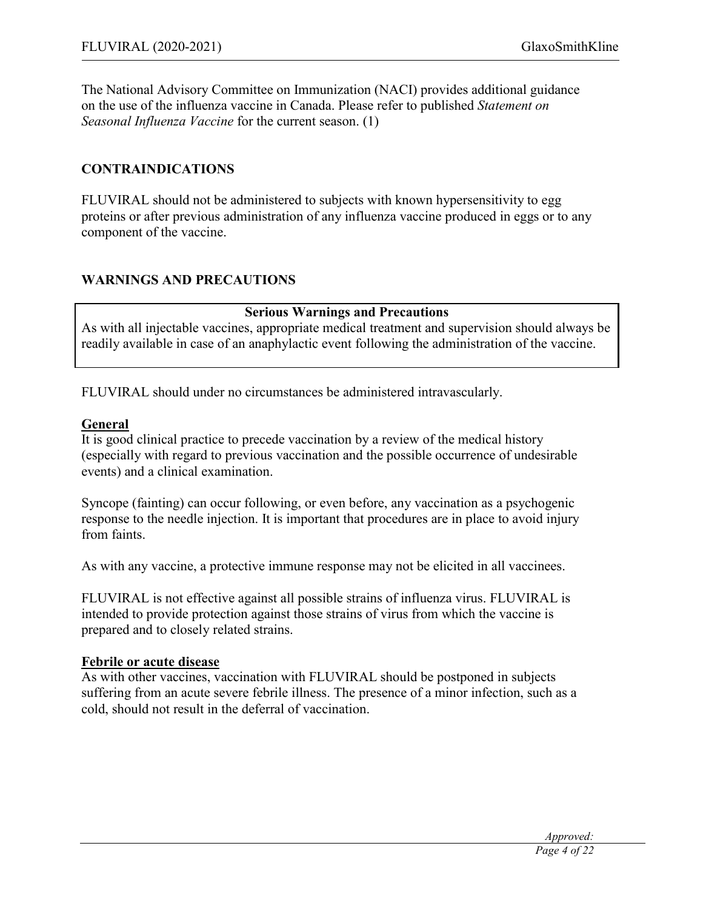The National Advisory Committee on Immunization (NACI) provides additional guidance on the use of the influenza vaccine in Canada. Please refer to published *Statement on Seasonal Influenza Vaccine* for the current season. (1)

## CONTRAINDICATIONS

FLUVIRAL should not be administered to subjects with known hypersensitivity to egg proteins or after previous administration of any influenza vaccine produced in eggs or to any component of the vaccine.

## WARNINGS AND PRECAUTIONS

| **Serious Warnings and Precautions** |
| --- |
| As with all injectable vaccines, appropriate medical treatment and supervision should always be readily available in case of an anaphylactic event following the administration of the vaccine. |

FLUVIRAL should under no circumstances be administered intravascularly.

### General

It is good clinical practice to precede vaccination by a review of the medical history (especially with regard to previous vaccination and the possible occurrence of undesirable events) and a clinical examination.

Syncope (fainting) can occur following, or even before, any vaccination as a psychogenic response to the needle injection. It is important that procedures are in place to avoid injury from faints.

As with any vaccine, a protective immune response may not be elicited in all vaccinees.

FLUVIRAL is not effective against all possible strains of influenza virus. FLUVIRAL is intended to provide protection against those strains of virus from which the vaccine is prepared and to closely related strains.

### Febrile or acute disease

As with other vaccines, vaccination with FLUVIRAL should be postponed in subjects suffering from an acute severe febrile illness. The presence of a minor infection, such as a cold, should not result in the deferral of vaccination.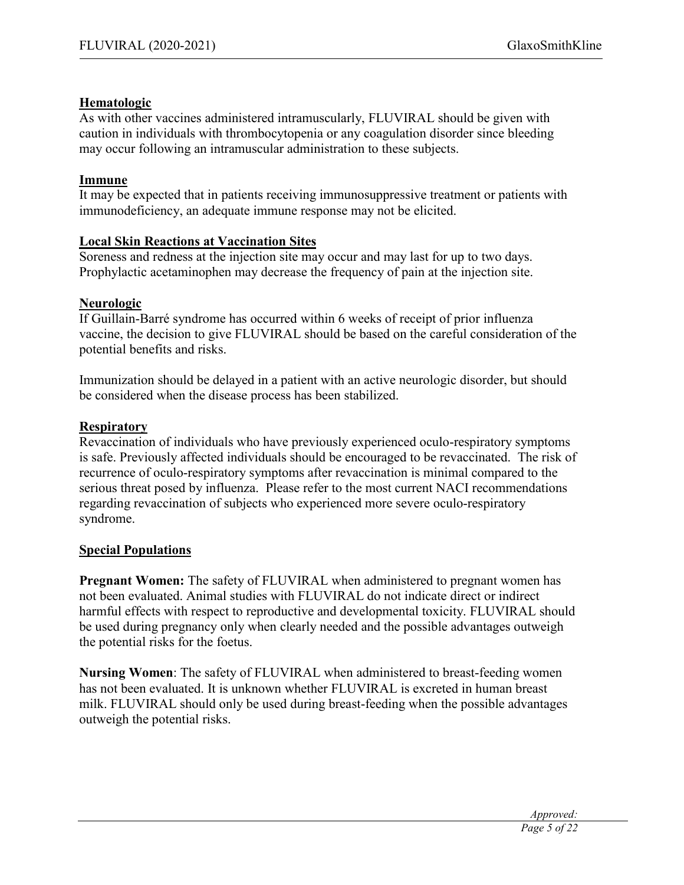**Hematologic**

As with other vaccines administered intramuscularly, FLUVIRAL should be given with caution in individuals with thrombocytopenia or any coagulation disorder since bleeding may occur following an intramuscular administration to these subjects.

**Immune**

It may be expected that in patients receiving immunosuppressive treatment or patients with immunodeficiency, an adequate immune response may not be elicited.

**Local Skin Reactions at Vaccination Sites**

Soreness and redness at the injection site may occur and may last for up to two days. Prophylactic acetaminophen may decrease the frequency of pain at the injection site.

**Neurologic**

If Guillain-Barré syndrome has occurred within 6 weeks of receipt of prior influenza vaccine, the decision to give FLUVIRAL should be based on the careful consideration of the potential benefits and risks.

Immunization should be delayed in a patient with an active neurologic disorder, but should be considered when the disease process has been stabilized.

**Respiratory**

Revaccination of individuals who have previously experienced oculo-respiratory symptoms is safe. Previously affected individuals should be encouraged to be revaccinated. The risk of recurrence of oculo-respiratory symptoms after revaccination is minimal compared to the serious threat posed by influenza. Please refer to the most current NACI recommendations regarding revaccination of subjects who experienced more severe oculo-respiratory syndrome.

**Special Populations**

**Pregnant Women:** The safety of FLUVIRAL when administered to pregnant women has not been evaluated. Animal studies with FLUVIRAL do not indicate direct or indirect harmful effects with respect to reproductive and developmental toxicity. FLUVIRAL should be used during pregnancy only when clearly needed and the possible advantages outweigh the potential risks for the foetus.

**Nursing Women**: The safety of FLUVIRAL when administered to breast-feeding women has not been evaluated. It is unknown whether FLUVIRAL is excreted in human breast milk. FLUVIRAL should only be used during breast-feeding when the possible advantages outweigh the potential risks.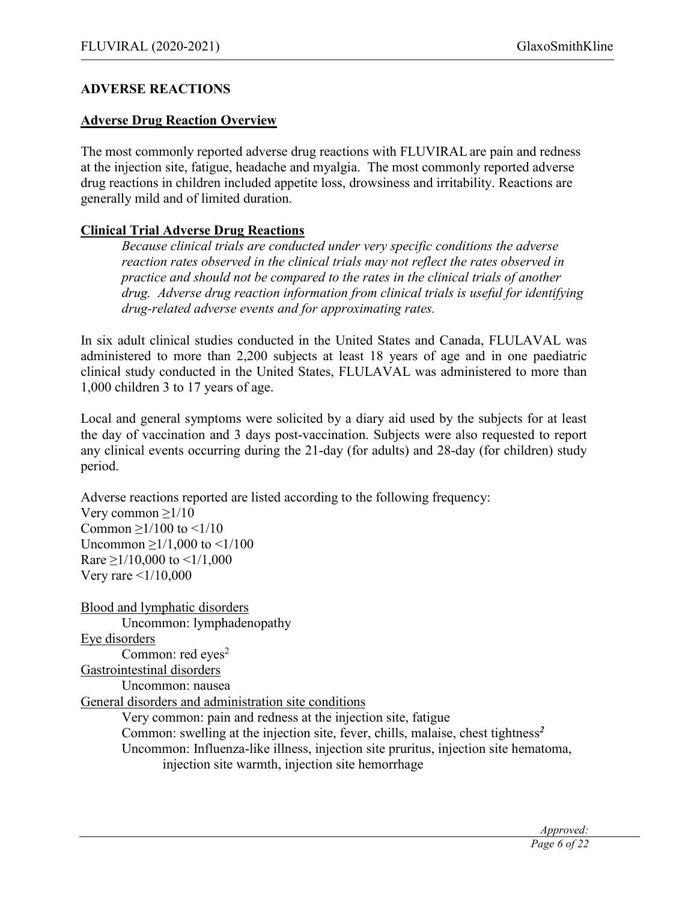## ADVERSE REACTIONS

### Adverse Drug Reaction Overview

The most commonly reported adverse drug reactions with FLUVIRAL are pain and redness at the injection site, fatigue, headache and myalgia. The most commonly reported adverse drug reactions in children included appetite loss, drowsiness and irritability. Reactions are generally mild and of limited duration.

### Clinical Trial Adverse Drug Reactions

*Because clinical trials are conducted under very specific conditions the adverse reaction rates observed in the clinical trials may not reflect the rates observed in practice and should not be compared to the rates in the clinical trials of another drug. Adverse drug reaction information from clinical trials is useful for identifying drug-related adverse events and for approximating rates.*

In six adult clinical studies conducted in the United States and Canada, FLULAVAL was administered to more than 2,200 subjects at least 18 years of age and in one paediatric clinical study conducted in the United States, FLULAVAL was administered to more than 1,000 children 3 to 17 years of age.

Local and general symptoms were solicited by a diary aid used by the subjects for at least the day of vaccination and 3 days post-vaccination. Subjects were also requested to report any clinical events occurring during the 21-day (for adults) and 28-day (for children) study period.

Adverse reactions reported are listed according to the following frequency:
Very common ≥1/10
Common ≥1/100 to <1/10
Uncommon ≥1/1,000 to <1/100
Rare ≥1/10,000 to <1/1,000
Very rare <1/10,000

Blood and lymphatic disorders
- Uncommon: lymphadenopathy

Eye disorders
- Common: red eyes[2]

Gastrointestinal disorders
- Uncommon: nausea

General disorders and administration site conditions
- Very common: pain and redness at the injection site, fatigue
- Common: swelling at the injection site, fever, chills, malaise, chest tightness[2]
- Uncommon: Influenza-like illness, injection site pruritus, injection site hematoma, injection site warmth, injection site hemorrhage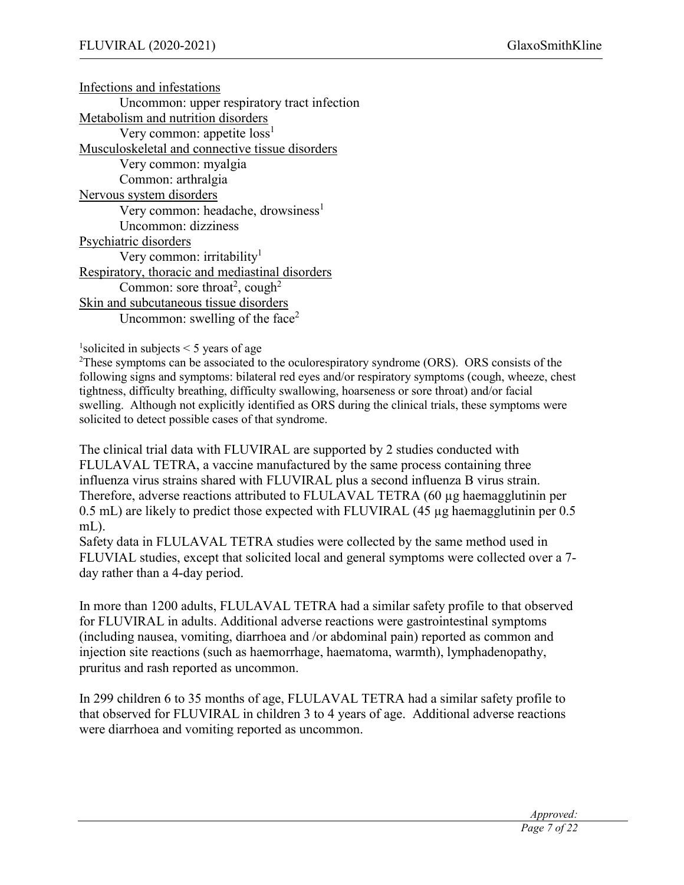Infections and infestations

Uncommon: upper respiratory tract infection

Metabolism and nutrition disorders

Very common: appetite loss[1]

Musculoskeletal and connective tissue disorders

Very common: myalgia

Common: arthralgia

Nervous system disorders

Very common: headache, drowsiness[1]

Uncommon: dizziness

Psychiatric disorders

Very common: irritability[1]

Respiratory, thoracic and mediastinal disorders

Common: sore throat[2], cough[2]

Skin and subcutaneous tissue disorders

Uncommon: swelling of the face[2]

[1]solicited in subjects < 5 years of age

[2]These symptoms can be associated to the oculorespiratory syndrome (ORS). ORS consists of the following signs and symptoms: bilateral red eyes and/or respiratory symptoms (cough, wheeze, chest tightness, difficulty breathing, difficulty swallowing, hoarseness or sore throat) and/or facial swelling. Although not explicitly identified as ORS during the clinical trials, these symptoms were solicited to detect possible cases of that syndrome.

The clinical trial data with FLUVIRAL are supported by 2 studies conducted with FLULAVAL TETRA, a vaccine manufactured by the same process containing three influenza virus strains shared with FLUVIRAL plus a second influenza B virus strain. Therefore, adverse reactions attributed to FLULAVAL TETRA (60 µg haemagglutinin per 0.5 mL) are likely to predict those expected with FLUVIRAL (45 µg haemagglutinin per 0.5 mL).

Safety data in FLULAVAL TETRA studies were collected by the same method used in FLUVIAL studies, except that solicited local and general symptoms were collected over a 7-day rather than a 4-day period.

In more than 1200 adults, FLULAVAL TETRA had a similar safety profile to that observed for FLUVIRAL in adults. Additional adverse reactions were gastrointestinal symptoms (including nausea, vomiting, diarrhoea and /or abdominal pain) reported as common and injection site reactions (such as haemorrhage, haematoma, warmth), lymphadenopathy, pruritus and rash reported as uncommon.

In 299 children 6 to 35 months of age, FLULAVAL TETRA had a similar safety profile to that observed for FLUVIRAL in children 3 to 4 years of age. Additional adverse reactions were diarrhoea and vomiting reported as uncommon.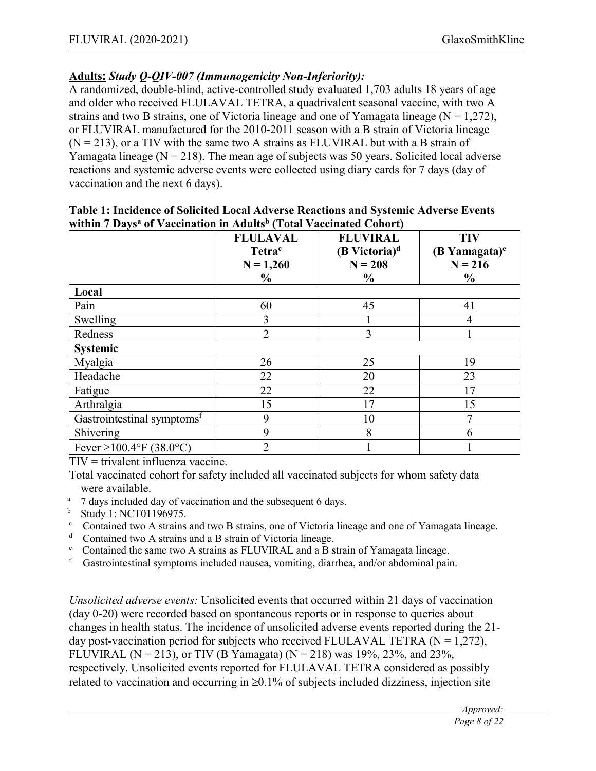**Adults:** ***Study Q-QIV-007 (Immunogenicity Non-Inferiority):***
A randomized, double-blind, active-controlled study evaluated 1,703 adults 18 years of age and older who received FLULAVAL TETRA, a quadrivalent seasonal vaccine, with two A strains and two B strains, one of Victoria lineage and one of Yamagata lineage (N = 1,272), or FLUVIRAL manufactured for the 2010-2011 season with a B strain of Victoria lineage (N = 213), or a TIV with the same two A strains as FLUVIRAL but with a B strain of Yamagata lineage (N = 218). The mean age of subjects was 50 years. Solicited local adverse reactions and systemic adverse events were collected using diary cards for 7 days (day of vaccination and the next 6 days).

**Table 1: Incidence of Solicited Local Adverse Reactions and Systemic Adverse Events within 7 Days[a] of Vaccination in Adults[b] (Total Vaccinated Cohort)**

| | FLULAVAL Tetra[c] N = 1,260 % | FLUVIRAL (B Victoria)[d] N = 208 % | TIV (B Yamagata)[e] N = 216 % |
|---|---|---|---|
| **Local** | | | |
| Pain | 60 | 45 | 41 |
| Swelling | 3 | 1 | 4 |
| Redness | 2 | 3 | 1 |
| **Systemic** | | | |
| Myalgia | 26 | 25 | 19 |
| Headache | 22 | 20 | 23 |
| Fatigue | 22 | 22 | 17 |
| Arthralgia | 15 | 17 | 15 |
| Gastrointestinal symptoms[f] | 9 | 10 | 7 |
| Shivering | 9 | 8 | 6 |
| Fever ≥100.4°F (38.0°C) | 2 | 1 | 1 |

TIV = trivalent influenza vaccine.

Total vaccinated cohort for safety included all vaccinated subjects for whom safety data were available.

[a] 7 days included day of vaccination and the subsequent 6 days.
[b] Study 1: NCT01196975.
[c] Contained two A strains and two B strains, one of Victoria lineage and one of Yamagata lineage.
[d] Contained two A strains and a B strain of Victoria lineage.
[e] Contained the same two A strains as FLUVIRAL and a B strain of Yamagata lineage.
[f] Gastrointestinal symptoms included nausea, vomiting, diarrhea, and/or abdominal pain.

*Unsolicited adverse events:* Unsolicited events that occurred within 21 days of vaccination (day 0-20) were recorded based on spontaneous reports or in response to queries about changes in health status. The incidence of unsolicited adverse events reported during the 21-day post-vaccination period for subjects who received FLULAVAL TETRA (N = 1,272), FLUVIRAL (N = 213), or TIV (B Yamagata) (N = 218) was 19%, 23%, and 23%, respectively. Unsolicited events reported for FLULAVAL TETRA considered as possibly related to vaccination and occurring in ≥0.1% of subjects included dizziness, injection site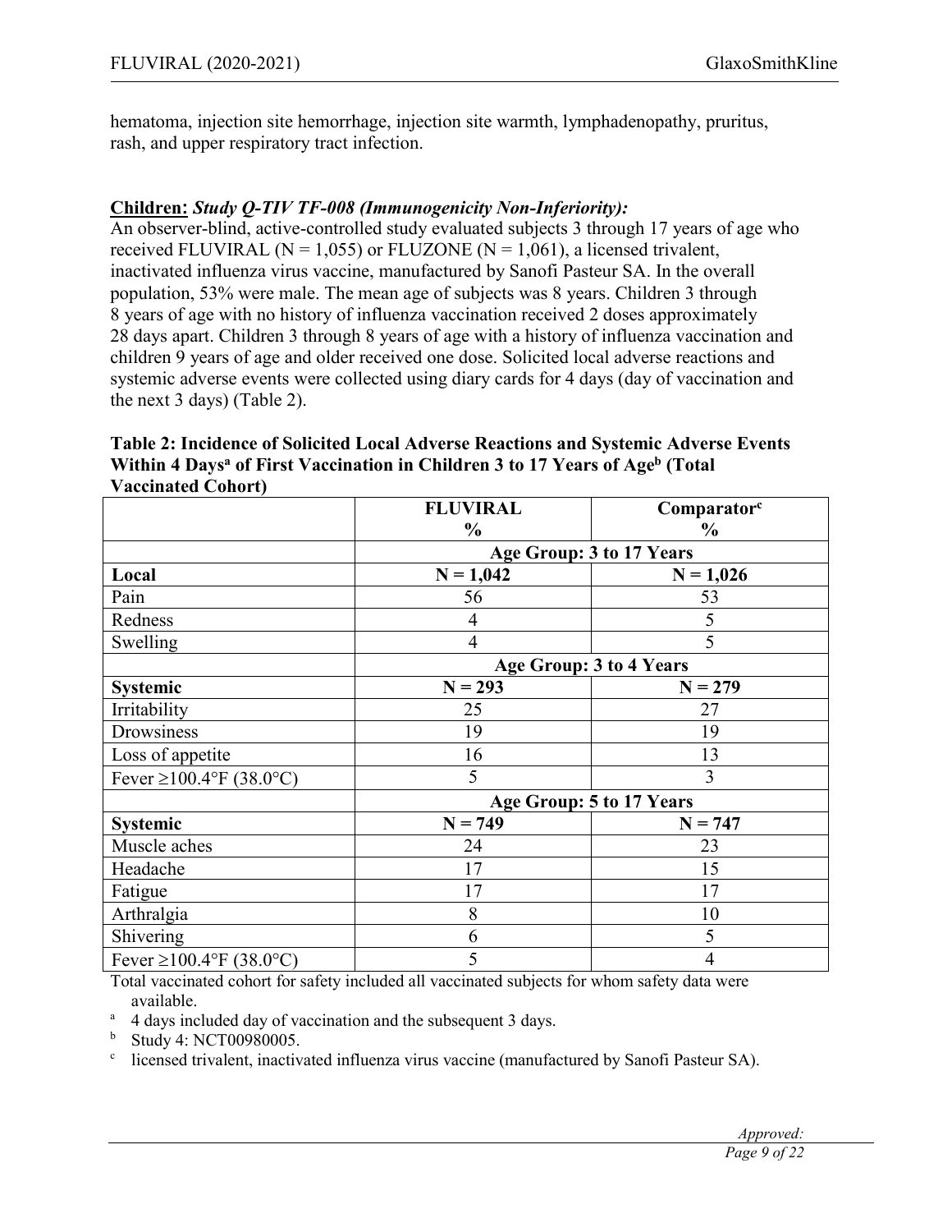hematoma, injection site hemorrhage, injection site warmth, lymphadenopathy, pruritus, rash, and upper respiratory tract infection.

**Children:** ***Study Q-TIV TF-008 (Immunogenicity Non-Inferiority):***

An observer-blind, active-controlled study evaluated subjects 3 through 17 years of age who received FLUVIRAL (N = 1,055) or FLUZONE (N = 1,061), a licensed trivalent, inactivated influenza virus vaccine, manufactured by Sanofi Pasteur SA. In the overall population, 53% were male. The mean age of subjects was 8 years. Children 3 through 8 years of age with no history of influenza vaccination received 2 doses approximately 28 days apart. Children 3 through 8 years of age with a history of influenza vaccination and children 9 years of age and older received one dose. Solicited local adverse reactions and systemic adverse events were collected using diary cards for 4 days (day of vaccination and the next 3 days) (Table 2).

**Table 2: Incidence of Solicited Local Adverse Reactions and Systemic Adverse Events Within 4 Days[a] of First Vaccination in Children 3 to 17 Years of Age[b] (Total Vaccinated Cohort)**

| | FLUVIRAL % | Comparator[c] % |
|---|---|---|
| | **Age Group: 3 to 17 Years** | |
| **Local** | **N = 1,042** | **N = 1,026** |
| Pain | 56 | 53 |
| Redness | 4 | 5 |
| Swelling | 4 | 5 |
| | **Age Group: 3 to 4 Years** | |
| **Systemic** | **N = 293** | **N = 279** |
| Irritability | 25 | 27 |
| Drowsiness | 19 | 19 |
| Loss of appetite | 16 | 13 |
| Fever ≥100.4°F (38.0°C) | 5 | 3 |
| | **Age Group: 5 to 17 Years** | |
| **Systemic** | **N = 749** | **N = 747** |
| Muscle aches | 24 | 23 |
| Headache | 17 | 15 |
| Fatigue | 17 | 17 |
| Arthralgia | 8 | 10 |
| Shivering | 6 | 5 |
| Fever ≥100.4°F (38.0°C) | 5 | 4 |

Total vaccinated cohort for safety included all vaccinated subjects for whom safety data were available.

[a] 4 days included day of vaccination and the subsequent 3 days.

[b] Study 4: NCT00980005.

[c] licensed trivalent, inactivated influenza virus vaccine (manufactured by Sanofi Pasteur SA).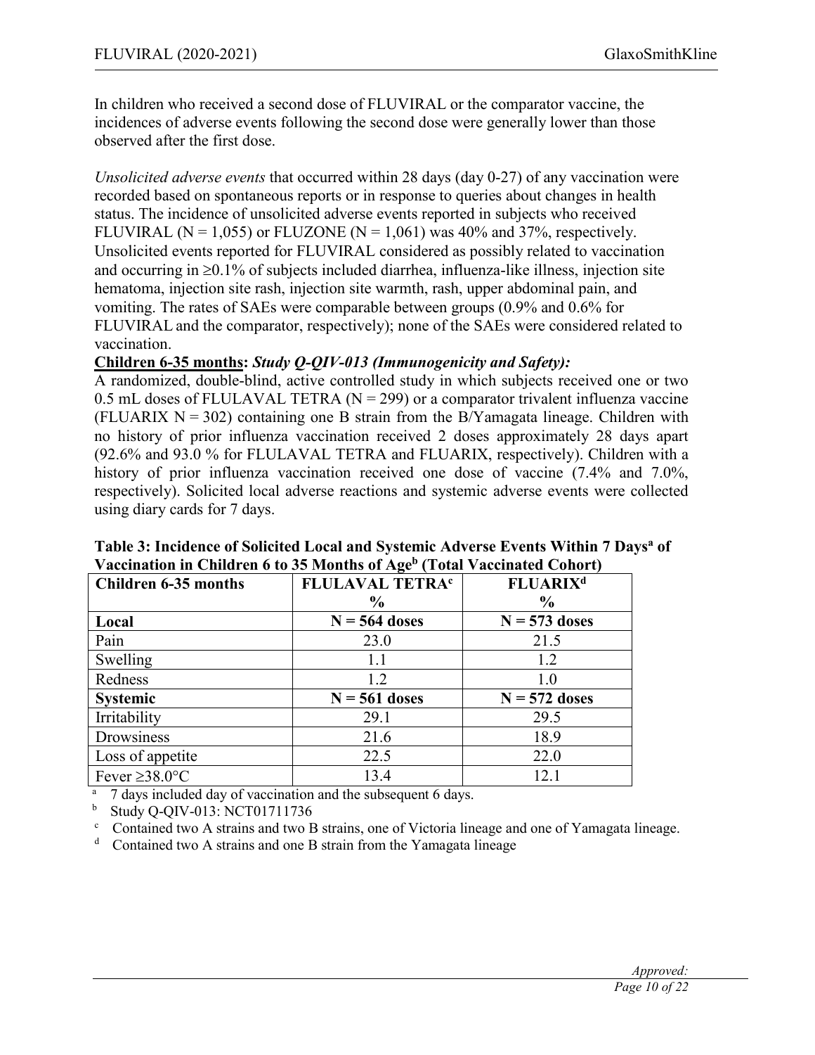In children who received a second dose of FLUVIRAL or the comparator vaccine, the incidences of adverse events following the second dose were generally lower than those observed after the first dose.

*Unsolicited adverse events* that occurred within 28 days (day 0-27) of any vaccination were recorded based on spontaneous reports or in response to queries about changes in health status. The incidence of unsolicited adverse events reported in subjects who received FLUVIRAL (N = 1,055) or FLUZONE (N = 1,061) was 40% and 37%, respectively. Unsolicited events reported for FLUVIRAL considered as possibly related to vaccination and occurring in ≥0.1% of subjects included diarrhea, influenza-like illness, injection site hematoma, injection site rash, injection site warmth, rash, upper abdominal pain, and vomiting. The rates of SAEs were comparable between groups (0.9% and 0.6% for FLUVIRAL and the comparator, respectively); none of the SAEs were considered related to vaccination.

**Children 6-35 months:** ***Study Q-QIV-013 (Immunogenicity and Safety):***

A randomized, double-blind, active controlled study in which subjects received one or two 0.5 mL doses of FLULAVAL TETRA (N = 299) or a comparator trivalent influenza vaccine (FLUARIX N = 302) containing one B strain from the B/Yamagata lineage. Children with no history of prior influenza vaccination received 2 doses approximately 28 days apart (92.6% and 93.0 % for FLULAVAL TETRA and FLUARIX, respectively). Children with a history of prior influenza vaccination received one dose of vaccine (7.4% and 7.0%, respectively). Solicited local adverse reactions and systemic adverse events were collected using diary cards for 7 days.

**Table 3: Incidence of Solicited Local and Systemic Adverse Events Within 7 Days[a] of Vaccination in Children 6 to 35 Months of Age[b] (Total Vaccinated Cohort)**

| Children 6-35 months | FLULAVAL TETRA[c] % | FLUARIX[d] % |
|---|---|---|
| **Local** | **N = 564 doses** | **N = 573 doses** |
| Pain | 23.0 | 21.5 |
| Swelling | 1.1 | 1.2 |
| Redness | 1.2 | 1.0 |
| **Systemic** | **N = 561 doses** | **N = 572 doses** |
| Irritability | 29.1 | 29.5 |
| Drowsiness | 21.6 | 18.9 |
| Loss of appetite | 22.5 | 22.0 |
| Fever ≥38.0°C | 13.4 | 12.1 |

[a] 7 days included day of vaccination and the subsequent 6 days.
[b] Study Q-QIV-013: NCT01711736
[c] Contained two A strains and two B strains, one of Victoria lineage and one of Yamagata lineage.
[d] Contained two A strains and one B strain from the Yamagata lineage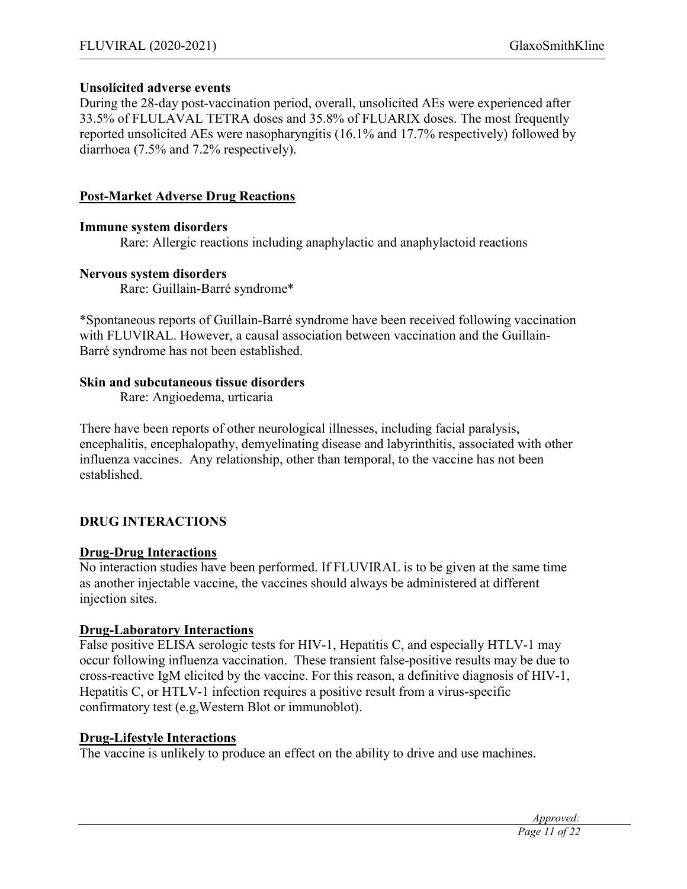**Unsolicited adverse events**

During the 28-day post-vaccination period, overall, unsolicited AEs were experienced after 33.5% of FLULAVAL TETRA doses and 35.8% of FLUARIX doses. The most frequently reported unsolicited AEs were nasopharyngitis (16.1% and 17.7% respectively) followed by diarrhoea (7.5% and 7.2% respectively).

## Post-Market Adverse Drug Reactions

**Immune system disorders**

Rare: Allergic reactions including anaphylactic and anaphylactoid reactions

**Nervous system disorders**

Rare: Guillain-Barré syndrome*

*Spontaneous reports of Guillain-Barré syndrome have been received following vaccination with FLUVIRAL. However, a causal association between vaccination and the Guillain-Barré syndrome has not been established.

**Skin and subcutaneous tissue disorders**

Rare: Angioedema, urticaria

There have been reports of other neurological illnesses, including facial paralysis, encephalitis, encephalopathy, demyelinating disease and labyrinthitis, associated with other influenza vaccines. Any relationship, other than temporal, to the vaccine has not been established.

# DRUG INTERACTIONS

## Drug-Drug Interactions

No interaction studies have been performed. If FLUVIRAL is to be given at the same time as another injectable vaccine, the vaccines should always be administered at different injection sites.

## Drug-Laboratory Interactions

False positive ELISA serologic tests for HIV-1, Hepatitis C, and especially HTLV-1 may occur following influenza vaccination. These transient false-positive results may be due to cross-reactive IgM elicited by the vaccine. For this reason, a definitive diagnosis of HIV-1, Hepatitis C, or HTLV-1 infection requires a positive result from a virus-specific confirmatory test (e.g,Western Blot or immunoblot).

## Drug-Lifestyle Interactions

The vaccine is unlikely to produce an effect on the ability to drive and use machines.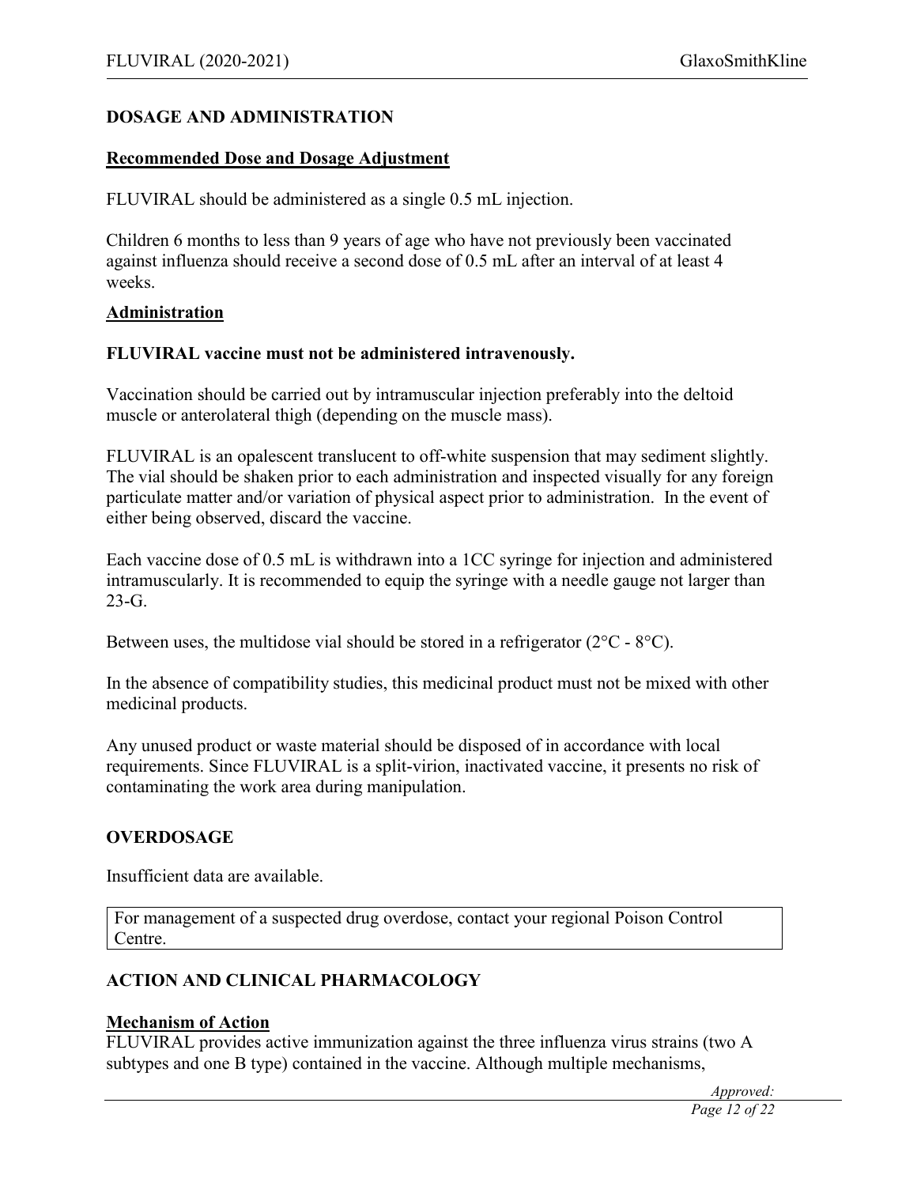## DOSAGE AND ADMINISTRATION

### Recommended Dose and Dosage Adjustment

FLUVIRAL should be administered as a single 0.5 mL injection.

Children 6 months to less than 9 years of age who have not previously been vaccinated against influenza should receive a second dose of 0.5 mL after an interval of at least 4 weeks.

### Administration

**FLUVIRAL vaccine must not be administered intravenously.**

Vaccination should be carried out by intramuscular injection preferably into the deltoid muscle or anterolateral thigh (depending on the muscle mass).

FLUVIRAL is an opalescent translucent to off-white suspension that may sediment slightly. The vial should be shaken prior to each administration and inspected visually for any foreign particulate matter and/or variation of physical aspect prior to administration. In the event of either being observed, discard the vaccine.

Each vaccine dose of 0.5 mL is withdrawn into a 1CC syringe for injection and administered intramuscularly. It is recommended to equip the syringe with a needle gauge not larger than 23-G.

Between uses, the multidose vial should be stored in a refrigerator (2°C - 8°C).

In the absence of compatibility studies, this medicinal product must not be mixed with other medicinal products.

Any unused product or waste material should be disposed of in accordance with local requirements. Since FLUVIRAL is a split-virion, inactivated vaccine, it presents no risk of contaminating the work area during manipulation.

## OVERDOSAGE

Insufficient data are available.

| For management of a suspected drug overdose, contact your regional Poison Control Centre. |
|---|

## ACTION AND CLINICAL PHARMACOLOGY

### Mechanism of Action

FLUVIRAL provides active immunization against the three influenza virus strains (two A subtypes and one B type) contained in the vaccine. Although multiple mechanisms,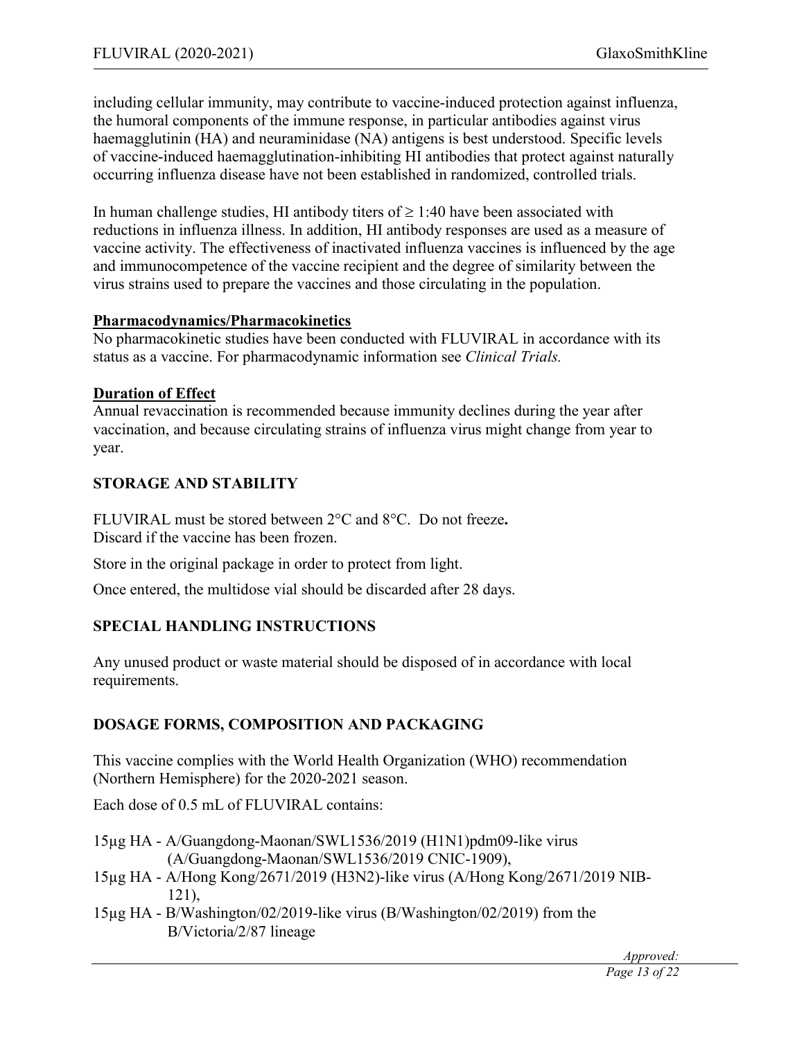including cellular immunity, may contribute to vaccine-induced protection against influenza, the humoral components of the immune response, in particular antibodies against virus haemagglutinin (HA) and neuraminidase (NA) antigens is best understood. Specific levels of vaccine-induced haemagglutination-inhibiting HI antibodies that protect against naturally occurring influenza disease have not been established in randomized, controlled trials.

In human challenge studies, HI antibody titers of ≥ 1:40 have been associated with reductions in influenza illness. In addition, HI antibody responses are used as a measure of vaccine activity. The effectiveness of inactivated influenza vaccines is influenced by the age and immunocompetence of the vaccine recipient and the degree of similarity between the virus strains used to prepare the vaccines and those circulating in the population.

**Pharmacodynamics/Pharmacokinetics**

No pharmacokinetic studies have been conducted with FLUVIRAL in accordance with its status as a vaccine. For pharmacodynamic information see *Clinical Trials.*

**Duration of Effect**

Annual revaccination is recommended because immunity declines during the year after vaccination, and because circulating strains of influenza virus might change from year to year.

## STORAGE AND STABILITY

FLUVIRAL must be stored between 2°C and 8°C. Do not freeze**.**
Discard if the vaccine has been frozen.

Store in the original package in order to protect from light.

Once entered, the multidose vial should be discarded after 28 days.

## SPECIAL HANDLING INSTRUCTIONS

Any unused product or waste material should be disposed of in accordance with local requirements.

## DOSAGE FORMS, COMPOSITION AND PACKAGING

This vaccine complies with the World Health Organization (WHO) recommendation (Northern Hemisphere) for the 2020-2021 season.

Each dose of 0.5 mL of FLUVIRAL contains:

15µg HA - A/Guangdong-Maonan/SWL1536/2019 (H1N1)pdm09-like virus (A/Guangdong-Maonan/SWL1536/2019 CNIC-1909),
15µg HA - A/Hong Kong/2671/2019 (H3N2)-like virus (A/Hong Kong/2671/2019 NIB-121),
15µg HA - B/Washington/02/2019-like virus (B/Washington/02/2019) from the B/Victoria/2/87 lineage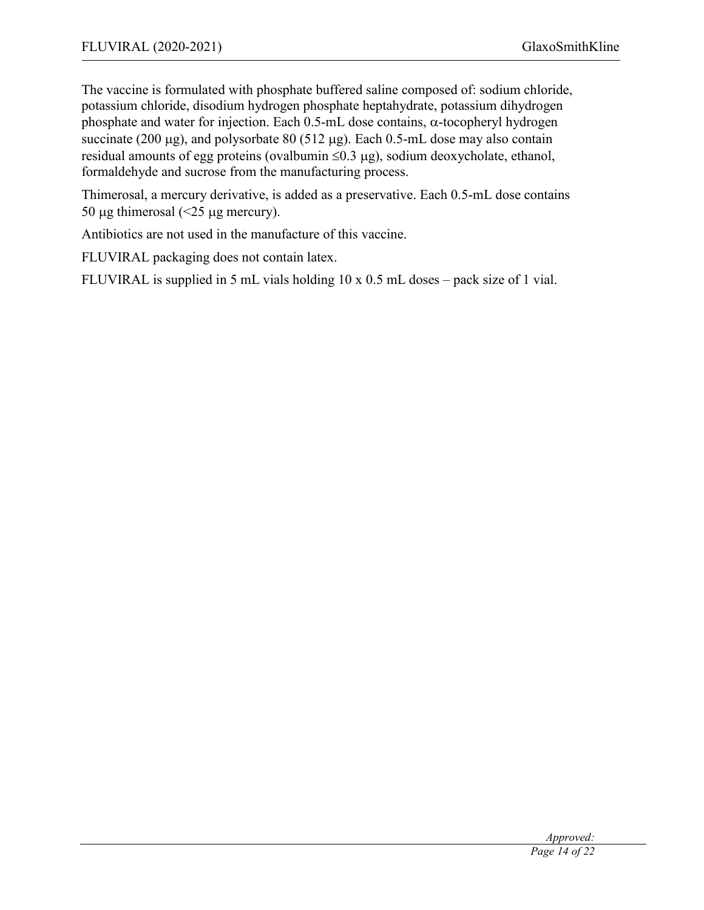The vaccine is formulated with phosphate buffered saline composed of: sodium chloride, potassium chloride, disodium hydrogen phosphate heptahydrate, potassium dihydrogen phosphate and water for injection. Each 0.5-mL dose contains, α-tocopheryl hydrogen succinate (200 μg), and polysorbate 80 (512 μg). Each 0.5-mL dose may also contain residual amounts of egg proteins (ovalbumin ≤0.3 μg), sodium deoxycholate, ethanol, formaldehyde and sucrose from the manufacturing process.

Thimerosal, a mercury derivative, is added as a preservative. Each 0.5-mL dose contains 50 μg thimerosal (<25 μg mercury).

Antibiotics are not used in the manufacture of this vaccine.

FLUVIRAL packaging does not contain latex.

FLUVIRAL is supplied in 5 mL vials holding 10 x 0.5 mL doses – pack size of 1 vial.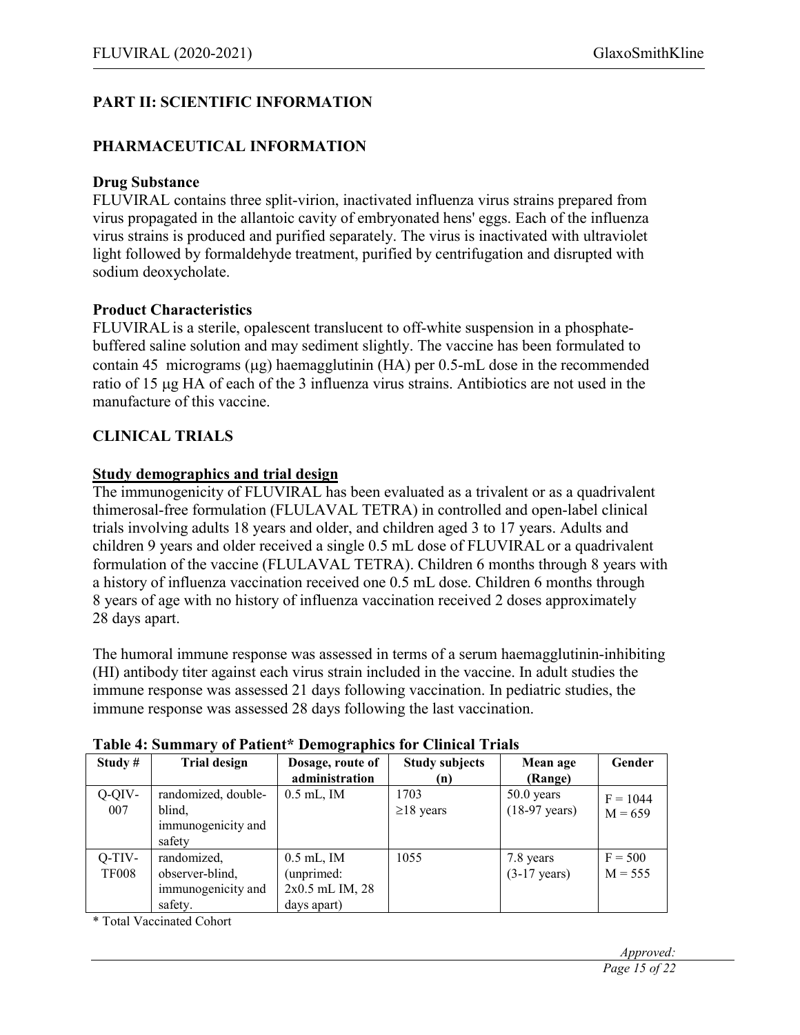## PART II: SCIENTIFIC INFORMATION

## PHARMACEUTICAL INFORMATION

### Drug Substance

FLUVIRAL contains three split-virion, inactivated influenza virus strains prepared from virus propagated in the allantoic cavity of embryonated hens' eggs. Each of the influenza virus strains is produced and purified separately. The virus is inactivated with ultraviolet light followed by formaldehyde treatment, purified by centrifugation and disrupted with sodium deoxycholate.

### Product Characteristics

FLUVIRAL is a sterile, opalescent translucent to off-white suspension in a phosphate-buffered saline solution and may sediment slightly. The vaccine has been formulated to contain 45 micrograms (μg) haemagglutinin (HA) per 0.5-mL dose in the recommended ratio of 15 μg HA of each of the 3 influenza virus strains. Antibiotics are not used in the manufacture of this vaccine.

## CLINICAL TRIALS

### Study demographics and trial design

The immunogenicity of FLUVIRAL has been evaluated as a trivalent or as a quadrivalent thimerosal-free formulation (FLULAVAL TETRA) in controlled and open-label clinical trials involving adults 18 years and older, and children aged 3 to 17 years. Adults and children 9 years and older received a single 0.5 mL dose of FLUVIRAL or a quadrivalent formulation of the vaccine (FLULAVAL TETRA). Children 6 months through 8 years with a history of influenza vaccination received one 0.5 mL dose. Children 6 months through 8 years of age with no history of influenza vaccination received 2 doses approximately 28 days apart.

The humoral immune response was assessed in terms of a serum haemagglutinin-inhibiting (HI) antibody titer against each virus strain included in the vaccine. In adult studies the immune response was assessed 21 days following vaccination. In pediatric studies, the immune response was assessed 28 days following the last vaccination.

**Table 4: Summary of Patient* Demographics for Clinical Trials**

| Study # | Trial design | Dosage, route of administration | Study subjects (n) | Mean age (Range) | Gender |
|---|---|---|---|---|---|
| Q-QIV-007 | randomized, double-blind, immunogenicity and safety | 0.5 mL, IM | 1703 ≥18 years | 50.0 years (18-97 years) | F = 1044 M = 659 |
| Q-TIV-TF008 | randomized, observer-blind, immunogenicity and safety. | 0.5 mL, IM (unprimed: 2x0.5 mL IM, 28 days apart) | 1055 | 7.8 years (3-17 years) | F = 500 M = 555 |

\* Total Vaccinated Cohort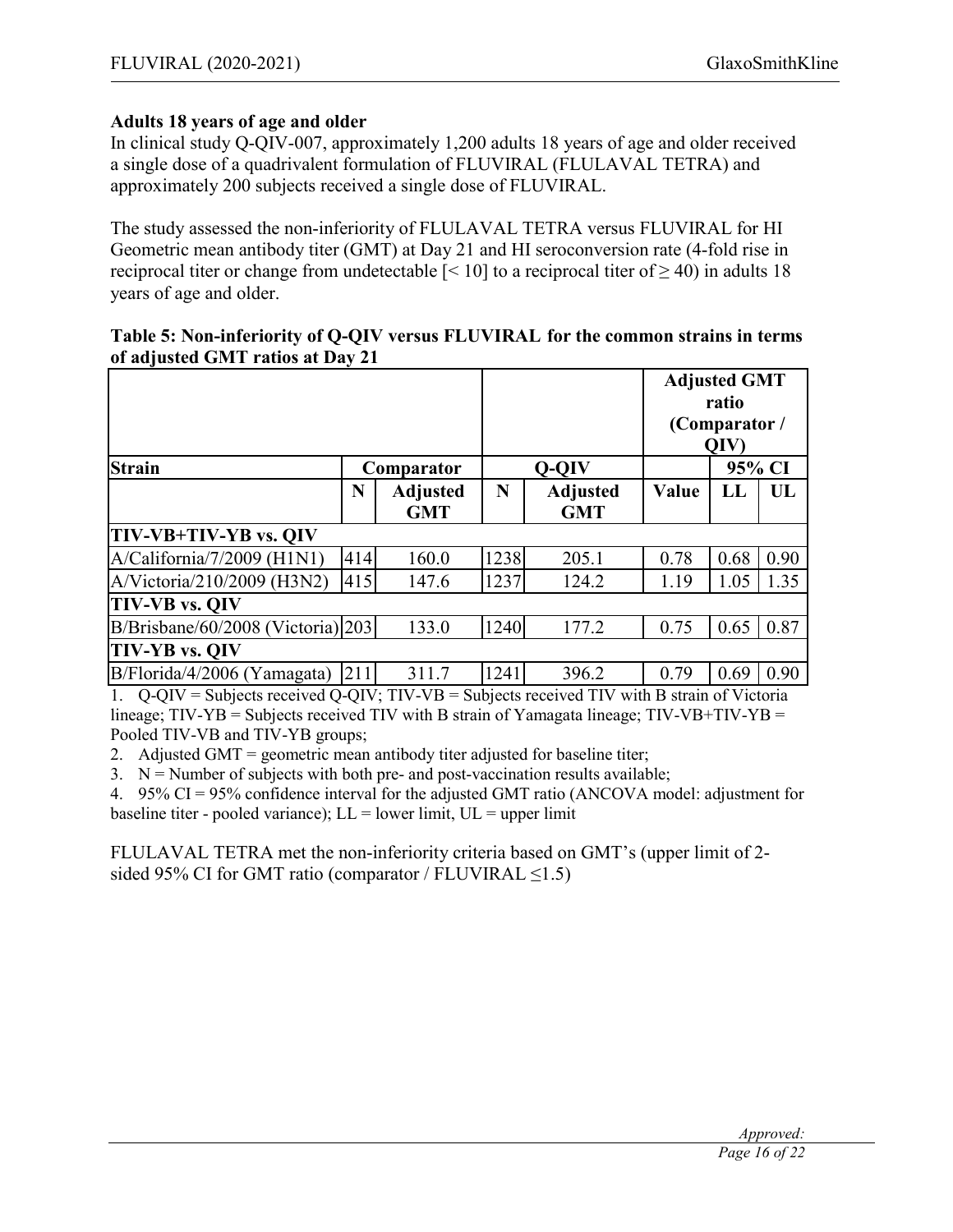**Adults 18 years of age and older**

In clinical study Q-QIV-007, approximately 1,200 adults 18 years of age and older received a single dose of a quadrivalent formulation of FLUVIRAL (FLULAVAL TETRA) and approximately 200 subjects received a single dose of FLUVIRAL.

The study assessed the non-inferiority of FLULAVAL TETRA versus FLUVIRAL for HI Geometric mean antibody titer (GMT) at Day 21 and HI seroconversion rate (4-fold rise in reciprocal titer or change from undetectable [< 10] to a reciprocal titer of ≥ 40) in adults 18 years of age and older.

**Table 5: Non-inferiority of Q-QIV versus FLUVIRAL for the common strains in terms of adjusted GMT ratios at Day 21**

| | | | | | Adjusted GMT ratio (Comparator / QIV) | | |
|---|---|---|---|---|---|---|---|
| **Strain** | **Comparator** | | **Q-QIV** | | | **95% CI** | |
| | **N** | **Adjusted GMT** | **N** | **Adjusted GMT** | **Value** | **LL** | **UL** |
| **TIV-VB+TIV-YB vs. QIV** | | | | | | | |
| A/California/7/2009 (H1N1) | 414 | 160.0 | 1238 | 205.1 | 0.78 | 0.68 | 0.90 |
| A/Victoria/210/2009 (H3N2) | 415 | 147.6 | 1237 | 124.2 | 1.19 | 1.05 | 1.35 |
| **TIV-VB vs. QIV** | | | | | | | |
| B/Brisbane/60/2008 (Victoria) | 203 | 133.0 | 1240 | 177.2 | 0.75 | 0.65 | 0.87 |
| **TIV-YB vs. QIV** | | | | | | | |
| B/Florida/4/2006 (Yamagata) | 211 | 311.7 | 1241 | 396.2 | 0.79 | 0.69 | 0.90 |

1. Q-QIV = Subjects received Q-QIV; TIV-VB = Subjects received TIV with B strain of Victoria lineage; TIV-YB = Subjects received TIV with B strain of Yamagata lineage; TIV-VB+TIV-YB = Pooled TIV-VB and TIV-YB groups;
2. Adjusted GMT = geometric mean antibody titer adjusted for baseline titer;
3. N = Number of subjects with both pre- and post-vaccination results available;
4. 95% CI = 95% confidence interval for the adjusted GMT ratio (ANCOVA model: adjustment for baseline titer - pooled variance); LL = lower limit, UL = upper limit

FLULAVAL TETRA met the non-inferiority criteria based on GMT's (upper limit of 2-sided 95% CI for GMT ratio (comparator / FLUVIRAL ≤1.5)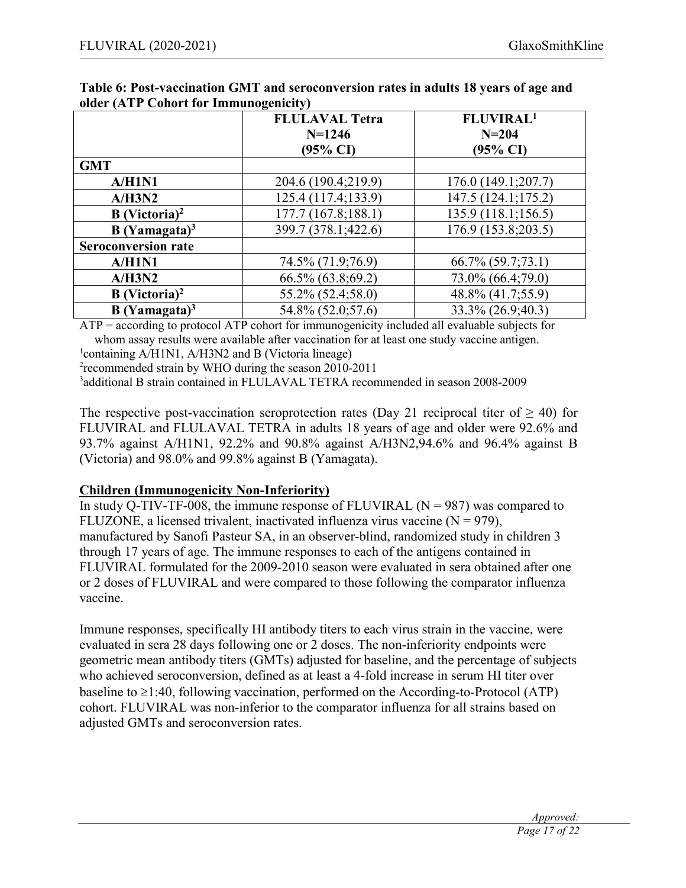**Table 6: Post-vaccination GMT and seroconversion rates in adults 18 years of age and older (ATP Cohort for Immunogenicity)**

| | FLULAVAL Tetra N=1246 (95% CI) | FLUVIRAL[1] N=204 (95% CI) |
|---|---|---|
| **GMT** | | |
| **A/H1N1** | 204.6 (190.4;219.9) | 176.0 (149.1;207.7) |
| **A/H3N2** | 125.4 (117.4;133.9) | 147.5 (124.1;175.2) |
| **B (Victoria)[2]** | 177.7 (167.8;188.1) | 135.9 (118.1;156.5) |
| **B (Yamagata)[3]** | 399.7 (378.1;422.6) | 176.9 (153.8;203.5) |
| **Seroconversion rate** | | |
| **A/H1N1** | 74.5% (71.9;76.9) | 66.7% (59.7;73.1) |
| **A/H3N2** | 66.5% (63.8;69.2) | 73.0% (66.4;79.0) |
| **B (Victoria)[2]** | 55.2% (52.4;58.0) | 48.8% (41.7;55.9) |
| **B (Yamagata)[3]** | 54.8% (52.0;57.6) | 33.3% (26.9;40.3) |

ATP = according to protocol ATP cohort for immunogenicity included all evaluable subjects for whom assay results were available after vaccination for at least one study vaccine antigen.
[1]containing A/H1N1, A/H3N2 and B (Victoria lineage)
[2]recommended strain by WHO during the season 2010-2011
[3]additional B strain contained in FLULAVAL TETRA recommended in season 2008-2009

The respective post-vaccination seroprotection rates (Day 21 reciprocal titer of ≥ 40) for FLUVIRAL and FLULAVAL TETRA in adults 18 years of age and older were 92.6% and 93.7% against A/H1N1, 92.2% and 90.8% against A/H3N2,94.6% and 96.4% against B (Victoria) and 98.0% and 99.8% against B (Yamagata).

**Children (Immunogenicity Non-Inferiority)**

In study Q-TIV-TF-008, the immune response of FLUVIRAL (N = 987) was compared to FLUZONE, a licensed trivalent, inactivated influenza virus vaccine (N = 979), manufactured by Sanofi Pasteur SA, in an observer-blind, randomized study in children 3 through 17 years of age. The immune responses to each of the antigens contained in FLUVIRAL formulated for the 2009-2010 season were evaluated in sera obtained after one or 2 doses of FLUVIRAL and were compared to those following the comparator influenza vaccine.

Immune responses, specifically HI antibody titers to each virus strain in the vaccine, were evaluated in sera 28 days following one or 2 doses. The non-inferiority endpoints were geometric mean antibody titers (GMTs) adjusted for baseline, and the percentage of subjects who achieved seroconversion, defined as at least a 4-fold increase in serum HI titer over baseline to ≥1:40, following vaccination, performed on the According-to-Protocol (ATP) cohort. FLUVIRAL was non-inferior to the comparator influenza for all strains based on adjusted GMTs and seroconversion rates.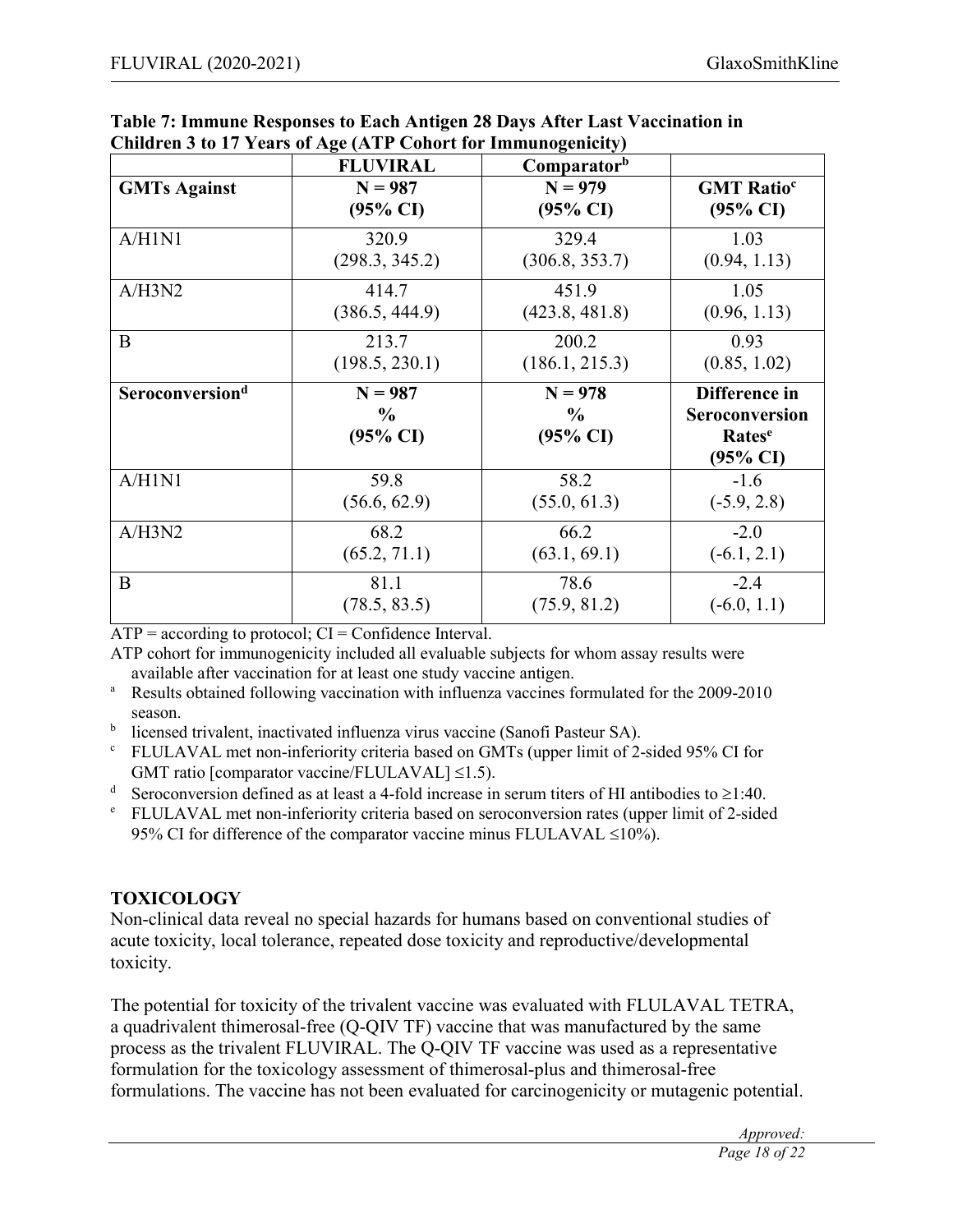**Table 7: Immune Responses to Each Antigen 28 Days After Last Vaccination in Children 3 to 17 Years of Age (ATP Cohort for Immunogenicity)**

| | FLUVIRAL | Comparator[b] | |
|---|---|---|---|
| **GMTs Against** | **N = 987 (95% CI)** | **N = 979 (95% CI)** | **GMT Ratio[c] (95% CI)** |
| A/H1N1 | 320.9 (298.3, 345.2) | 329.4 (306.8, 353.7) | 1.03 (0.94, 1.13) |
| A/H3N2 | 414.7 (386.5, 444.9) | 451.9 (423.8, 481.8) | 1.05 (0.96, 1.13) |
| B | 213.7 (198.5, 230.1) | 200.2 (186.1, 215.3) | 0.93 (0.85, 1.02) |
| **Seroconversion[d]** | **N = 987 % (95% CI)** | **N = 978 % (95% CI)** | **Difference in Seroconversion Rates[e] (95% CI)** |
| A/H1N1 | 59.8 (56.6, 62.9) | 58.2 (55.0, 61.3) | -1.6 (-5.9, 2.8) |
| A/H3N2 | 68.2 (65.2, 71.1) | 66.2 (63.1, 69.1) | -2.0 (-6.1, 2.1) |
| B | 81.1 (78.5, 83.5) | 78.6 (75.9, 81.2) | -2.4 (-6.0, 1.1) |

ATP = according to protocol; CI = Confidence Interval.

ATP cohort for immunogenicity included all evaluable subjects for whom assay results were available after vaccination for at least one study vaccine antigen.

[a] Results obtained following vaccination with influenza vaccines formulated for the 2009-2010 season.

[b] licensed trivalent, inactivated influenza virus vaccine (Sanofi Pasteur SA).

[c] FLULAVAL met non-inferiority criteria based on GMTs (upper limit of 2-sided 95% CI for GMT ratio [comparator vaccine/FLULAVAL] ≤1.5).

[d] Seroconversion defined as at least a 4-fold increase in serum titers of HI antibodies to ≥1:40.

[e] FLULAVAL met non-inferiority criteria based on seroconversion rates (upper limit of 2-sided 95% CI for difference of the comparator vaccine minus FLULAVAL ≤10%).

## TOXICOLOGY

Non-clinical data reveal no special hazards for humans based on conventional studies of acute toxicity, local tolerance, repeated dose toxicity and reproductive/developmental toxicity.

The potential for toxicity of the trivalent vaccine was evaluated with FLULAVAL TETRA, a quadrivalent thimerosal-free (Q-QIV TF) vaccine that was manufactured by the same process as the trivalent FLUVIRAL. The Q-QIV TF vaccine was used as a representative formulation for the toxicology assessment of thimerosal-plus and thimerosal-free formulations. The vaccine has not been evaluated for carcinogenicity or mutagenic potential.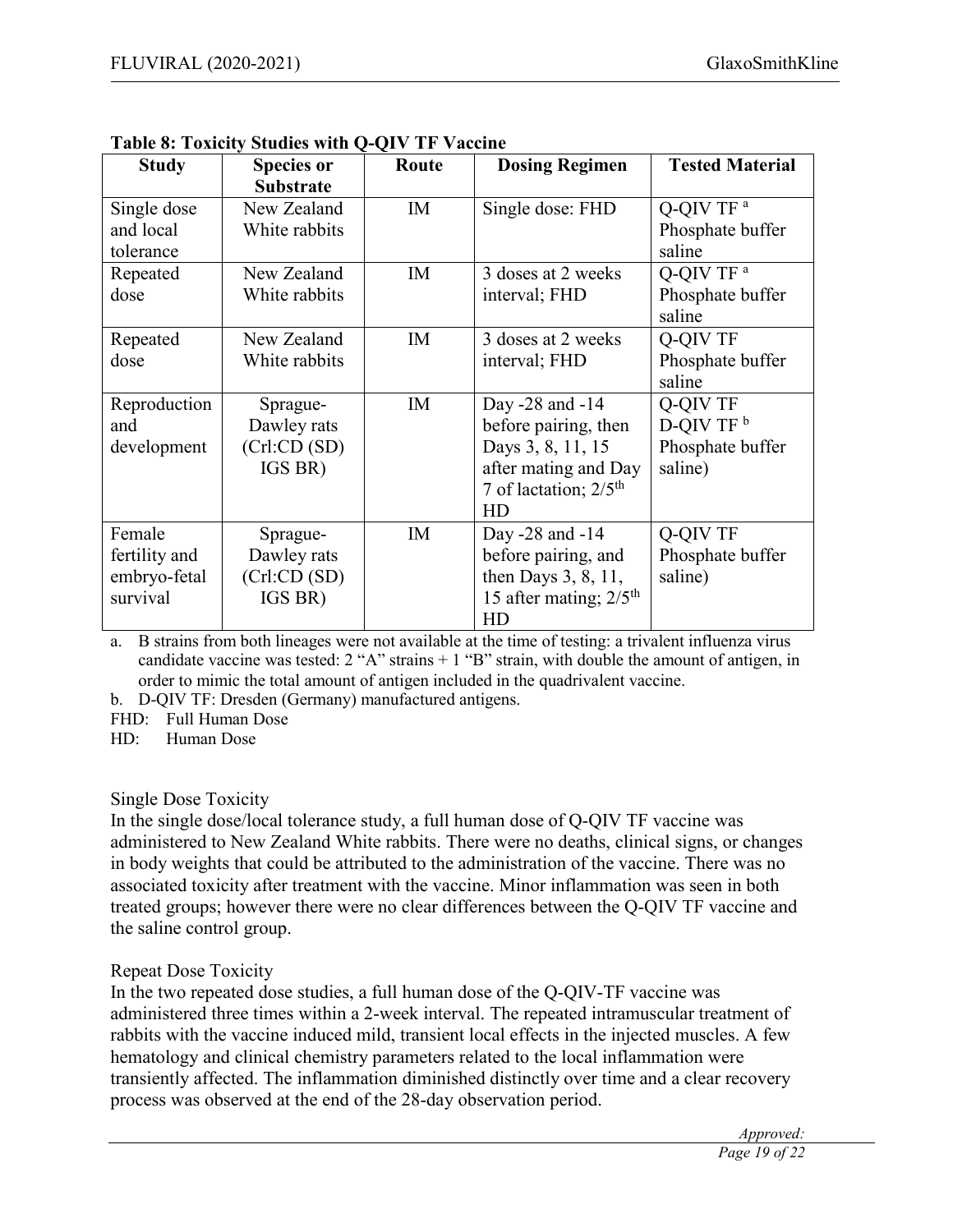**Table 8: Toxicity Studies with Q-QIV TF Vaccine**

| Study | Species or Substrate | Route | Dosing Regimen | Tested Material |
|---|---|---|---|---|
| Single dose and local tolerance | New Zealand White rabbits | IM | Single dose: FHD | Q-QIV TF [a] Phosphate buffer saline |
| Repeated dose | New Zealand White rabbits | IM | 3 doses at 2 weeks interval; FHD | Q-QIV TF [a] Phosphate buffer saline |
| Repeated dose | New Zealand White rabbits | IM | 3 doses at 2 weeks interval; FHD | Q-QIV TF Phosphate buffer saline |
| Reproduction and development | Sprague-Dawley rats (Crl:CD (SD) IGS BR) | IM | Day -28 and -14 before pairing, then Days 3, 8, 11, 15 after mating and Day 7 of lactation; 2/5$^{th}$ HD | Q-QIV TF D-QIV TF [b] Phosphate buffer saline) |
| Female fertility and embryo-fetal survival | Sprague-Dawley rats (Crl:CD (SD) IGS BR) | IM | Day -28 and -14 before pairing, and then Days 3, 8, 11, 15 after mating; 2/5$^{th}$ HD | Q-QIV TF Phosphate buffer saline) |

a. B strains from both lineages were not available at the time of testing: a trivalent influenza virus candidate vaccine was tested: 2 "A" strains + 1 "B" strain, with double the amount of antigen, in order to mimic the total amount of antigen included in the quadrivalent vaccine.

b. D-QIV TF: Dresden (Germany) manufactured antigens.

FHD: Full Human Dose

HD: Human Dose

Single Dose Toxicity

In the single dose/local tolerance study, a full human dose of Q-QIV TF vaccine was administered to New Zealand White rabbits. There were no deaths, clinical signs, or changes in body weights that could be attributed to the administration of the vaccine. There was no associated toxicity after treatment with the vaccine. Minor inflammation was seen in both treated groups; however there were no clear differences between the Q-QIV TF vaccine and the saline control group.

Repeat Dose Toxicity

In the two repeated dose studies, a full human dose of the Q-QIV-TF vaccine was administered three times within a 2-week interval. The repeated intramuscular treatment of rabbits with the vaccine induced mild, transient local effects in the injected muscles. A few hematology and clinical chemistry parameters related to the local inflammation were transiently affected. The inflammation diminished distinctly over time and a clear recovery process was observed at the end of the 28-day observation period.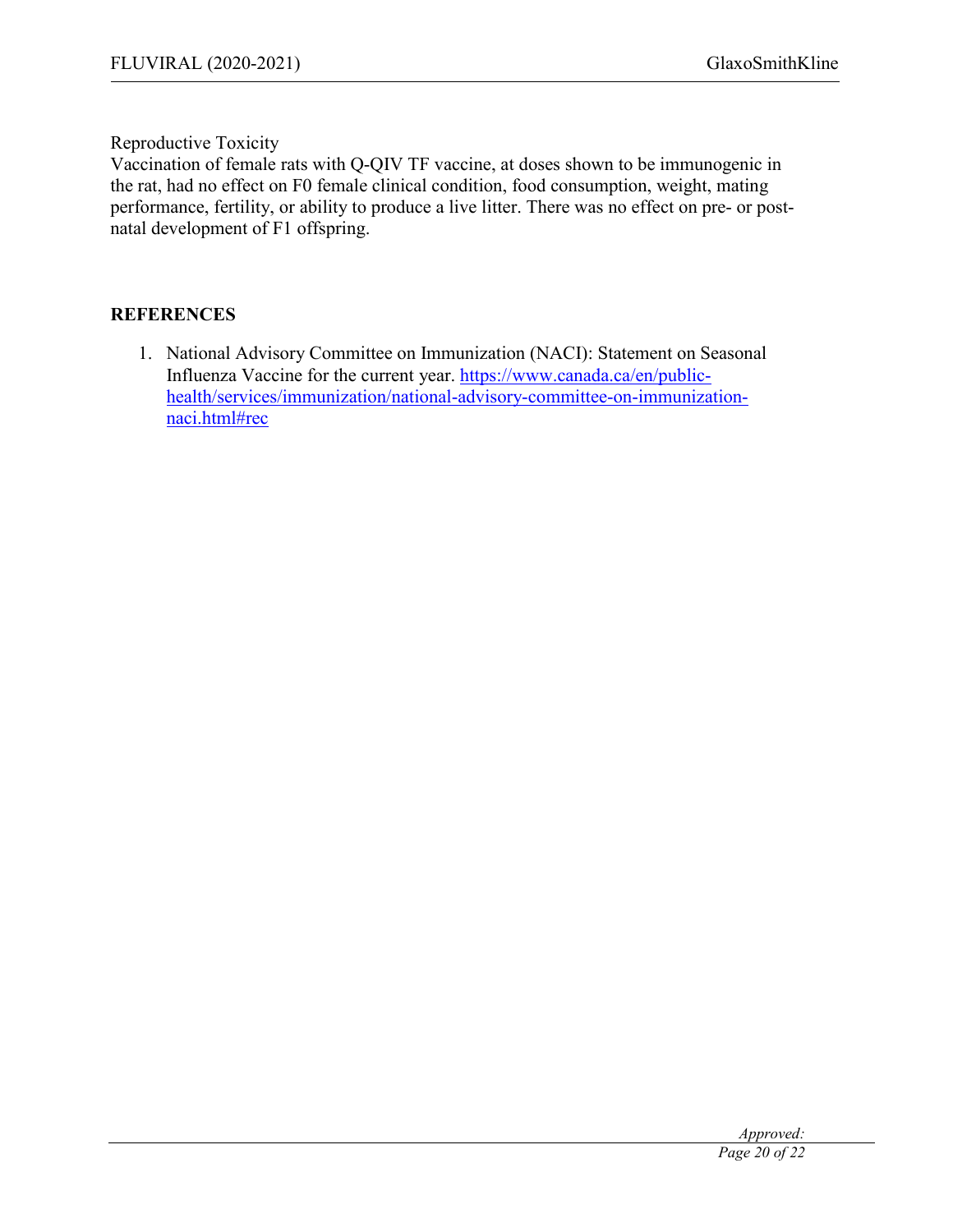Reproductive Toxicity

Vaccination of female rats with Q-QIV TF vaccine, at doses shown to be immunogenic in the rat, had no effect on F0 female clinical condition, food consumption, weight, mating performance, fertility, or ability to produce a live litter. There was no effect on pre- or post-natal development of F1 offspring.

## REFERENCES

1. National Advisory Committee on Immunization (NACI): Statement on Seasonal Influenza Vaccine for the current year. https://www.canada.ca/en/public-health/services/immunization/national-advisory-committee-on-immunization-naci.html#rec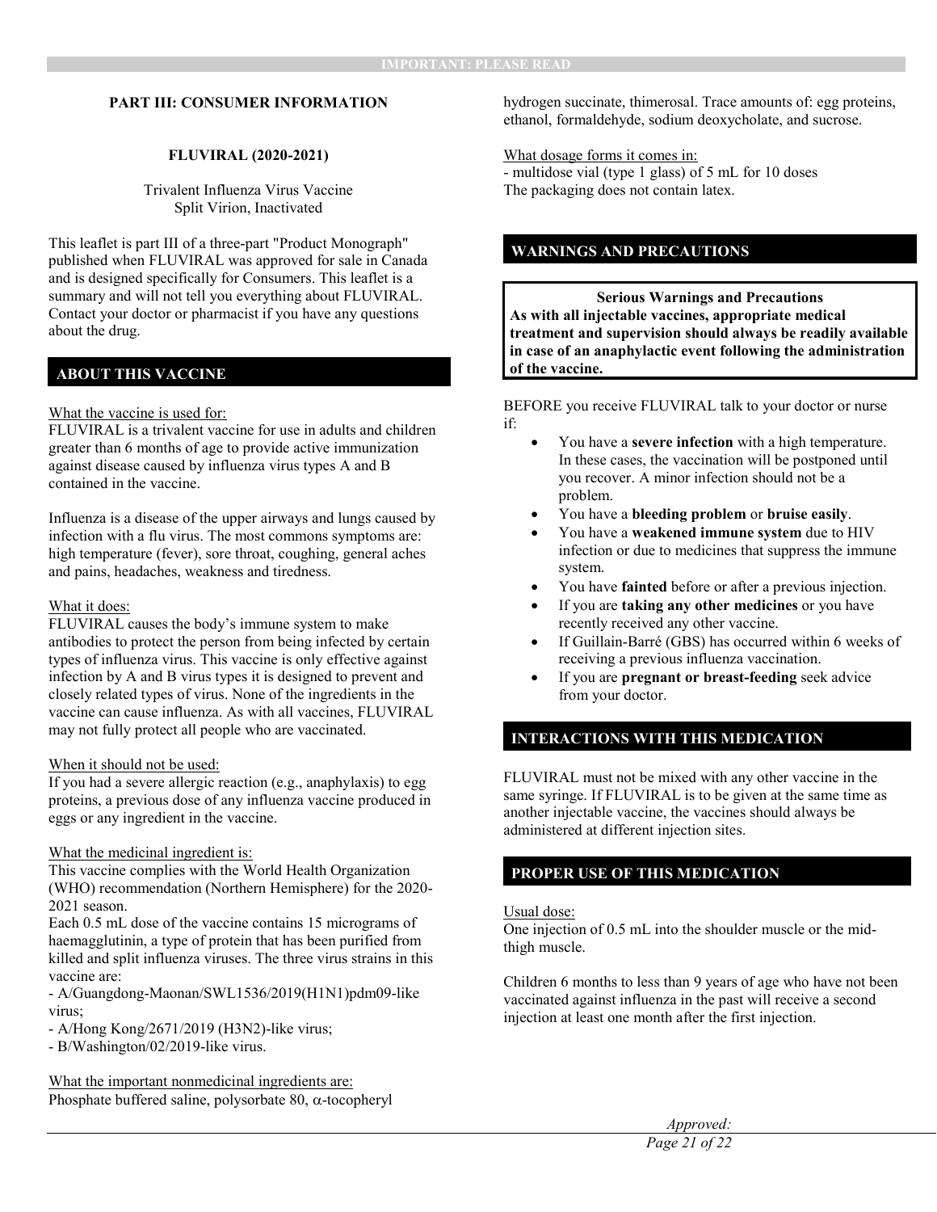## PART III: CONSUMER INFORMATION

### FLUVIRAL (2020-2021)

Trivalent Influenza Virus Vaccine
Split Virion, Inactivated

This leaflet is part III of a three-part "Product Monograph" published when FLUVIRAL was approved for sale in Canada and is designed specifically for Consumers. This leaflet is a summary and will not tell you everything about FLUVIRAL. Contact your doctor or pharmacist if you have any questions about the drug.

## ABOUT THIS VACCINE

What the vaccine is used for:
FLUVIRAL is a trivalent vaccine for use in adults and children greater than 6 months of age to provide active immunization against disease caused by influenza virus types A and B contained in the vaccine.

Influenza is a disease of the upper airways and lungs caused by infection with a flu virus. The most commons symptoms are: high temperature (fever), sore throat, coughing, general aches and pains, headaches, weakness and tiredness.

What it does:
FLUVIRAL causes the body's immune system to make antibodies to protect the person from being infected by certain types of influenza virus. This vaccine is only effective against infection by A and B virus types it is designed to prevent and closely related types of virus. None of the ingredients in the vaccine can cause influenza. As with all vaccines, FLUVIRAL may not fully protect all people who are vaccinated.

When it should not be used:
If you had a severe allergic reaction (e.g., anaphylaxis) to egg proteins, a previous dose of any influenza vaccine produced in eggs or any ingredient in the vaccine.

What the medicinal ingredient is:
This vaccine complies with the World Health Organization (WHO) recommendation (Northern Hemisphere) for the 2020-2021 season.
Each 0.5 mL dose of the vaccine contains 15 micrograms of haemagglutinin, a type of protein that has been purified from killed and split influenza viruses. The three virus strains in this vaccine are:
- A/Guangdong-Maonan/SWL1536/2019(H1N1)pdm09-like virus;
- A/Hong Kong/2671/2019 (H3N2)-like virus;
- B/Washington/02/2019-like virus.

What the important nonmedicinal ingredients are:
Phosphate buffered saline, polysorbate 80, α-tocopheryl hydrogen succinate, thimerosal. Trace amounts of: egg proteins, ethanol, formaldehyde, sodium deoxycholate, and sucrose.

What dosage forms it comes in:
- multidose vial (type 1 glass) of 5 mL for 10 doses
The packaging does not contain latex.

## WARNINGS AND PRECAUTIONS

**Serious Warnings and Precautions**
**As with all injectable vaccines, appropriate medical treatment and supervision should always be readily available in case of an anaphylactic event following the administration of the vaccine.**

BEFORE you receive FLUVIRAL talk to your doctor or nurse if:

- You have a **severe infection** with a high temperature. In these cases, the vaccination will be postponed until you recover. A minor infection should not be a problem.
- You have a **bleeding problem** or **bruise easily**.
- You have a **weakened immune system** due to HIV infection or due to medicines that suppress the immune system.
- You have **fainted** before or after a previous injection.
- If you are **taking any other medicines** or you have recently received any other vaccine.
- If Guillain-Barré (GBS) has occurred within 6 weeks of receiving a previous influenza vaccination.
- If you are **pregnant or breast-feeding** seek advice from your doctor.

## INTERACTIONS WITH THIS MEDICATION

FLUVIRAL must not be mixed with any other vaccine in the same syringe. If FLUVIRAL is to be given at the same time as another injectable vaccine, the vaccines should always be administered at different injection sites.

## PROPER USE OF THIS MEDICATION

Usual dose:
One injection of 0.5 mL into the shoulder muscle or the mid-thigh muscle.

Children 6 months to less than 9 years of age who have not been vaccinated against influenza in the past will receive a second injection at least one month after the first injection.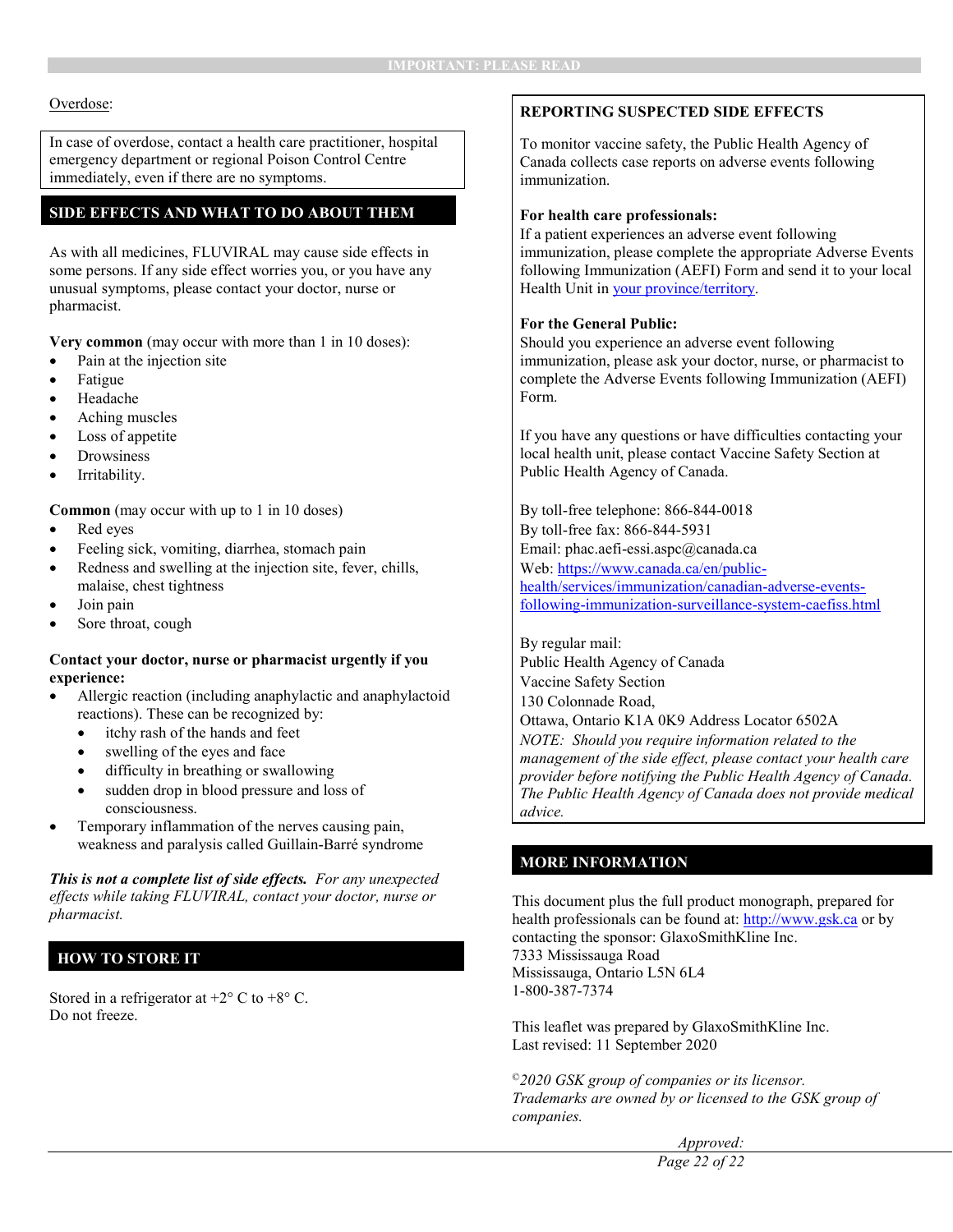Overdose:

In case of overdose, contact a health care practitioner, hospital emergency department or regional Poison Control Centre immediately, even if there are no symptoms.

## SIDE EFFECTS AND WHAT TO DO ABOUT THEM

As with all medicines, FLUVIRAL may cause side effects in some persons. If any side effect worries you, or you have any unusual symptoms, please contact your doctor, nurse or pharmacist.

**Very common** (may occur with more than 1 in 10 doses):

- Pain at the injection site
- Fatigue
- Headache
- Aching muscles
- Loss of appetite
- Drowsiness
- Irritability.

**Common** (may occur with up to 1 in 10 doses)

- Red eyes
- Feeling sick, vomiting, diarrhea, stomach pain
- Redness and swelling at the injection site, fever, chills, malaise, chest tightness
- Join pain
- Sore throat, cough

**Contact your doctor, nurse or pharmacist urgently if you experience:**

- Allergic reaction (including anaphylactic and anaphylactoid reactions). These can be recognized by:
  - itchy rash of the hands and feet
  - swelling of the eyes and face
  - difficulty in breathing or swallowing
  - sudden drop in blood pressure and loss of consciousness.
- Temporary inflammation of the nerves causing pain, weakness and paralysis called Guillain-Barré syndrome

***This is not a complete list of side effects.*** *For any unexpected effects while taking FLUVIRAL, contact your doctor, nurse or pharmacist.*

## HOW TO STORE IT

Stored in a refrigerator at +2° C to +8° C.
Do not freeze.

## REPORTING SUSPECTED SIDE EFFECTS

To monitor vaccine safety, the Public Health Agency of Canada collects case reports on adverse events following immunization.

**For health care professionals:**
If a patient experiences an adverse event following immunization, please complete the appropriate Adverse Events following Immunization (AEFI) Form and send it to your local Health Unit in your province/territory.

**For the General Public:**
Should you experience an adverse event following immunization, please ask your doctor, nurse, or pharmacist to complete the Adverse Events following Immunization (AEFI) Form.

If you have any questions or have difficulties contacting your local health unit, please contact Vaccine Safety Section at Public Health Agency of Canada.

By toll-free telephone: 866-844-0018
By toll-free fax: 866-844-5931
Email: phac.aefi-essi.aspc@canada.ca
Web: https://www.canada.ca/en/public-health/services/immunization/canadian-adverse-events-following-immunization-surveillance-system-caefiss.html

By regular mail:
Public Health Agency of Canada
Vaccine Safety Section
130 Colonnade Road,
Ottawa, Ontario K1A 0K9 Address Locator 6502A

*NOTE: Should you require information related to the management of the side effect, please contact your health care provider before notifying the Public Health Agency of Canada. The Public Health Agency of Canada does not provide medical advice.*

## MORE INFORMATION

This document plus the full product monograph, prepared for health professionals can be found at: http://www.gsk.ca or by contacting the sponsor: GlaxoSmithKline Inc.
7333 Mississauga Road
Mississauga, Ontario L5N 6L4
1-800-387-7374

This leaflet was prepared by GlaxoSmithKline Inc.
Last revised: 11 September 2020

*©2020 GSK group of companies or its licensor.*
*Trademarks are owned by or licensed to the GSK group of companies.*

*Approved:*